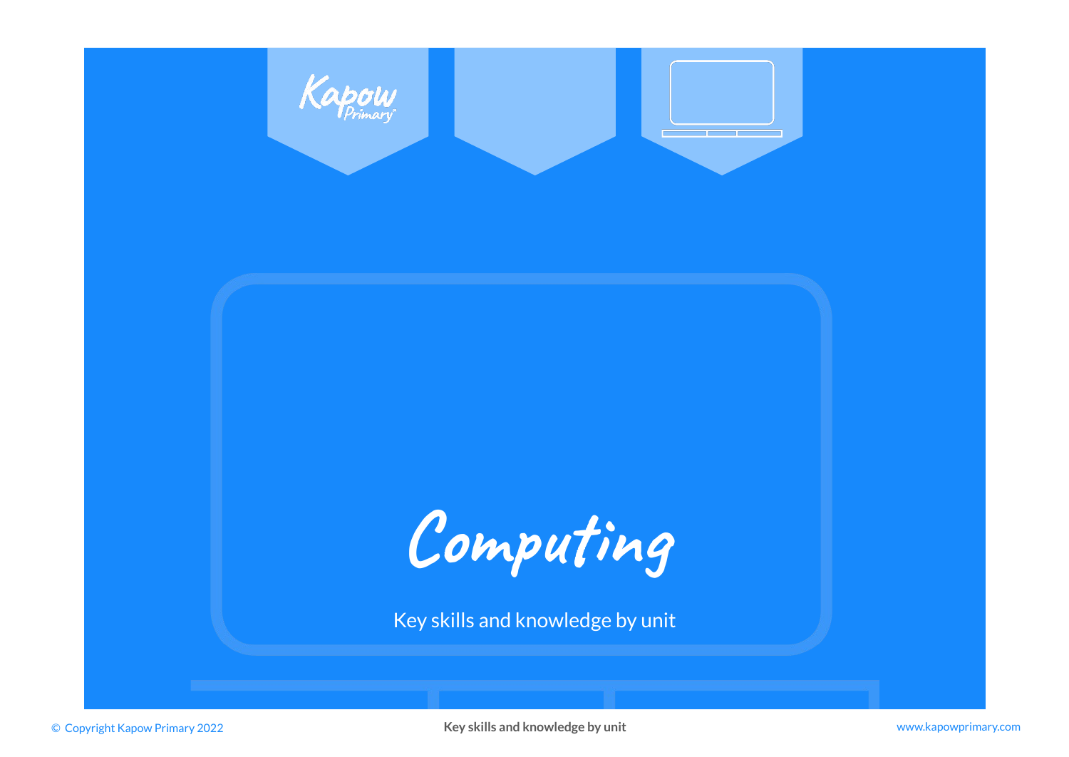# Computing

Key skills and knowledge by unit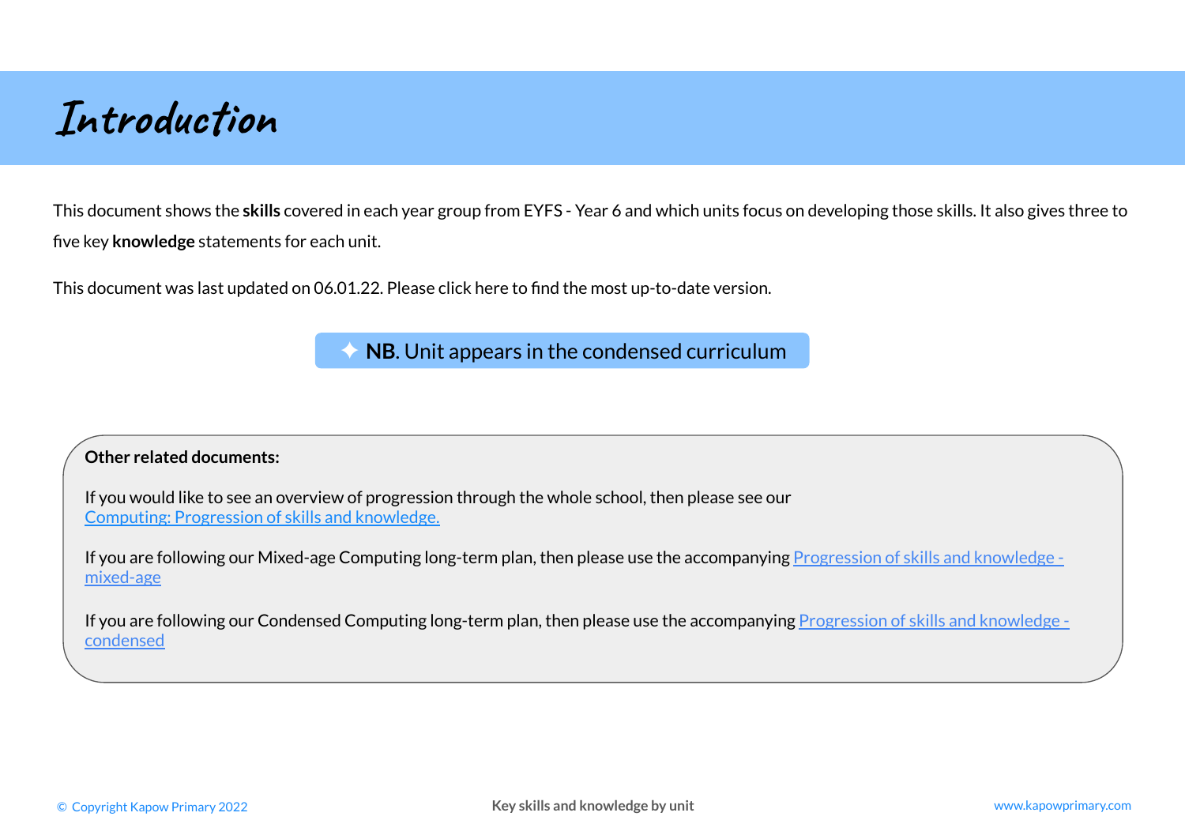# Introduction

This document shows the **skills** covered in each year group from EYFS - Year 6 and which units focus on developing those skills. It also gives three to five key **knowledge** statements for each unit.

This document was last updated on 06.01.22. Please click here to find the most up-to-date version.

✦ **NB**. Unit appears in the condensed curriculum

**Other related documents:**

If you would like to see an overview of progression through the whole school, then please see our Computing: Progression of skills and knowledge.

If you are following our Mixed-age Computing long-term plan, then please use the accompanying Progression of skills and knowledge - mixed-age

If you are following our Condensed Computing long-term plan, then please use the accompanying Progression of skills and knowledge - condensed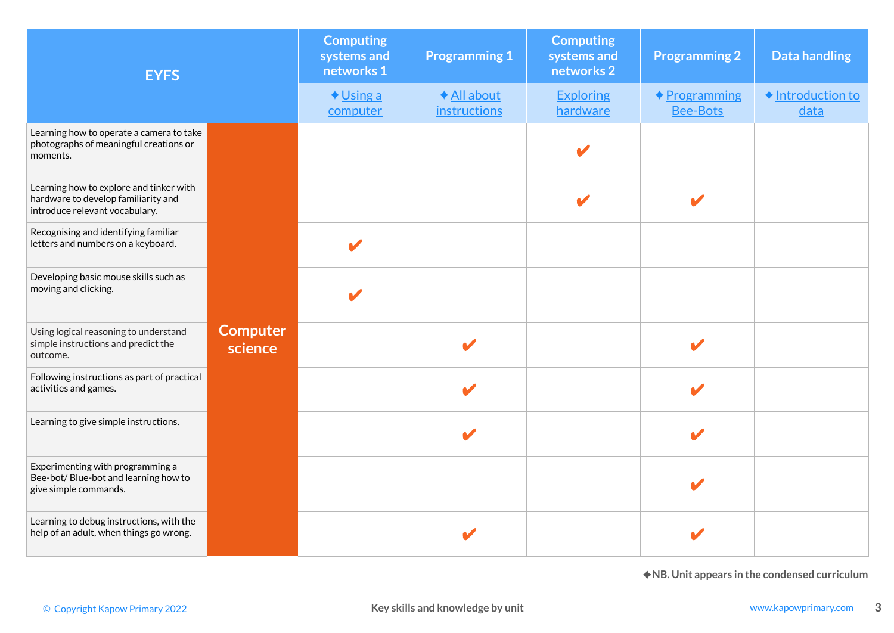| EYFS | | Computing systems and networks 1 | Programming 1 | Computing systems and networks 2 | Programming 2 | Data handling |
|---|---|---|---|---|---|---|
| | | ✦ Using a computer | ✦ All about instructions | Exploring hardware | ✦ Programming Bee-Bots | ✦ Introduction to data |
| Learning how to operate a camera to take photographs of meaningful creations or moments. | Computer science | | | ✔ | | |
| Learning how to explore and tinker with hardware to develop familiarity and introduce relevant vocabulary. | Computer science | | | ✔ | ✔ | |
| Recognising and identifying familiar letters and numbers on a keyboard. | Computer science | ✔ | | | | |
| Developing basic mouse skills such as moving and clicking. | Computer science | ✔ | | | | |
| Using logical reasoning to understand simple instructions and predict the outcome. | Computer science | | ✔ | | ✔ | |
| Following instructions as part of practical activities and games. | Computer science | | ✔ | | ✔ | |
| Learning to give simple instructions. | Computer science | | ✔ | | ✔ | |
| Experimenting with programming a Bee-bot/ Blue-bot and learning how to give simple commands. | Computer science | | | | ✔ | |
| Learning to debug instructions, with the help of an adult, when things go wrong. | Computer science | | ✔ | | ✔ | |

✦NB. Unit appears in the condensed curriculum

Key skills and knowledge by unit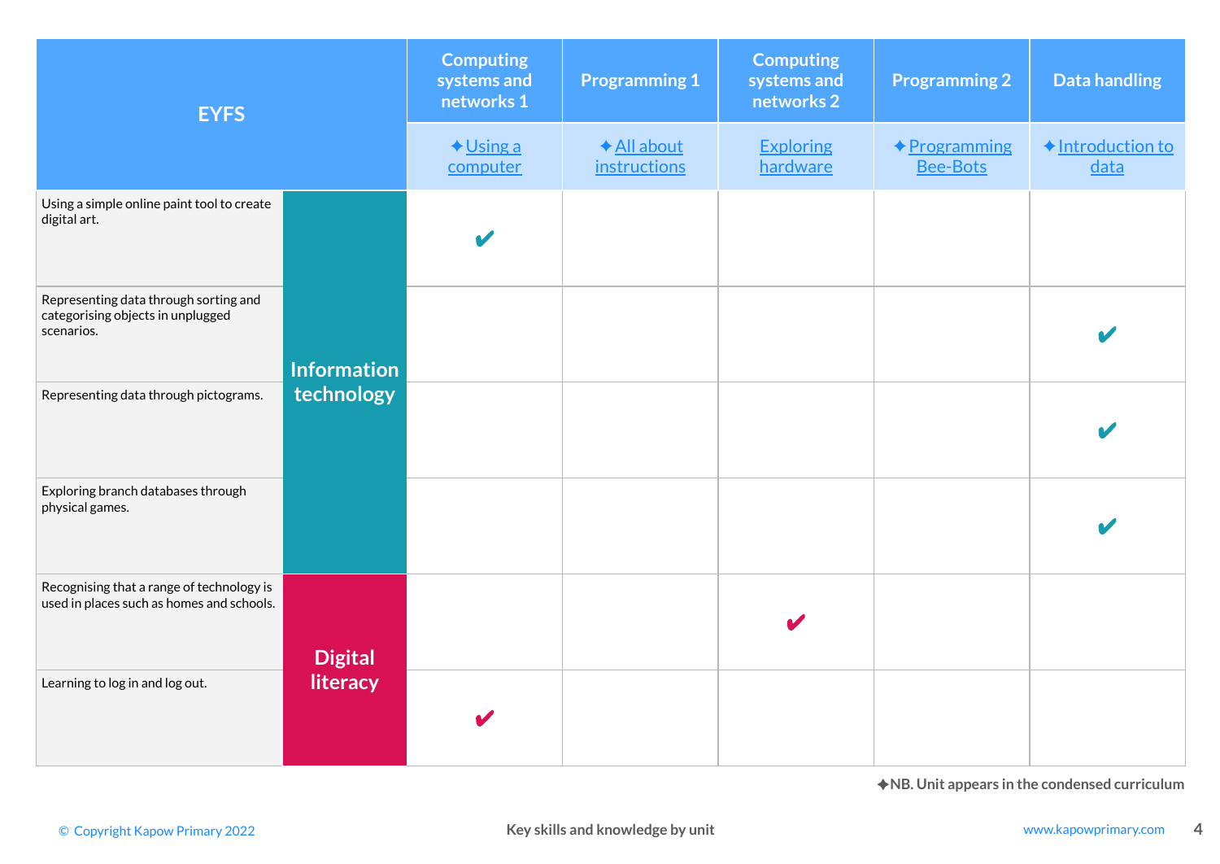| EYFS | | Computing systems and networks 1 | Programming 1 | Computing systems and networks 2 | Programming 2 | Data handling |
|---|---|---|---|---|---|---|
| | | ✦Using a computer | ✦All about instructions | Exploring hardware | ✦Programming Bee-Bots | ✦Introduction to data |
| Using a simple online paint tool to create digital art. | Information technology | ✔ | | | | |
| Representing data through sorting and categorising objects in unplugged scenarios. | Information technology | | | | | ✔ |
| Representing data through pictograms. | Information technology | | | | | ✔ |
| Exploring branch databases through physical games. | Information technology | | | | | ✔ |
| Recognising that a range of technology is used in places such as homes and schools. | Digital literacy | | | ✔ | | |
| Learning to log in and log out. | Digital literacy | ✔ | | | | |

✦NB. Unit appears in the condensed curriculum

© Copyright Kapow Primary 2022

Key skills and knowledge by unit

www.kapowprimary.com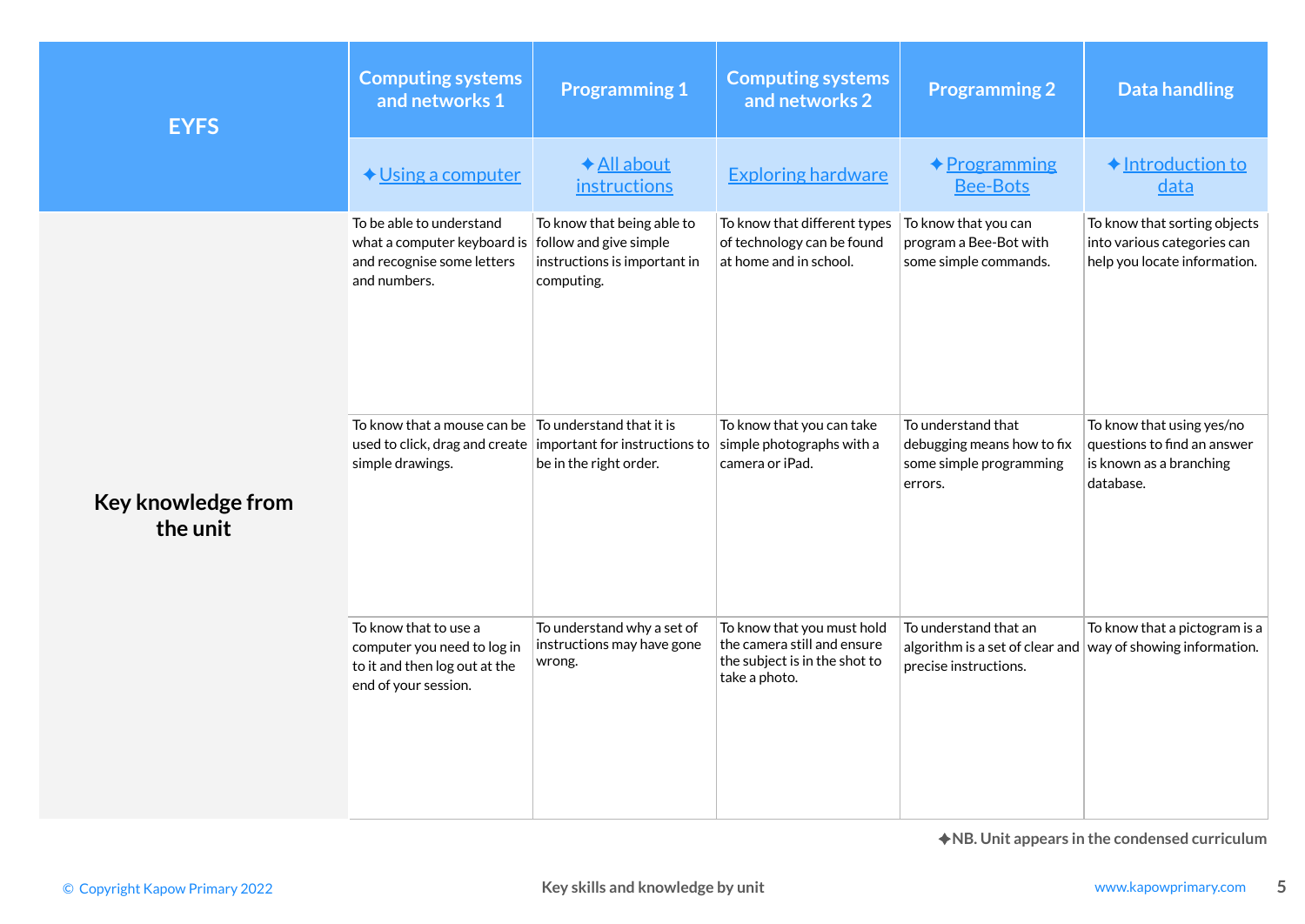| EYFS | Computing systems and networks 1 | Programming 1 | Computing systems and networks 2 | Programming 2 | Data handling |
|---|---|---|---|---|---|
| | ✦Using a computer | ✦All about instructions | Exploring hardware | ✦Programming Bee-Bots | ✦Introduction to data |
| **Key knowledge from the unit** | To be able to understand what a computer keyboard is and recognise some letters and numbers. | To know that being able to follow and give simple instructions is important in computing. | To know that different types of technology can be found at home and in school. | To know that you can program a Bee-Bot with some simple commands. | To know that sorting objects into various categories can help you locate information. |
| | To know that a mouse can be used to click, drag and create simple drawings. | To understand that it is important for instructions to be in the right order. | To know that you can take simple photographs with a camera or iPad. | To understand that debugging means how to fix some simple programming errors. | To know that using yes/no questions to find an answer is known as a branching database. |
| | To know that to use a computer you need to log in to it and then log out at the end of your session. | To understand why a set of instructions may have gone wrong. | To know that you must hold the camera still and ensure the subject is in the shot to take a photo. | To understand that an algorithm is a set of clear and precise instructions. | To know that a pictogram is a way of showing information. |

✦NB. Unit appears in the condensed curriculum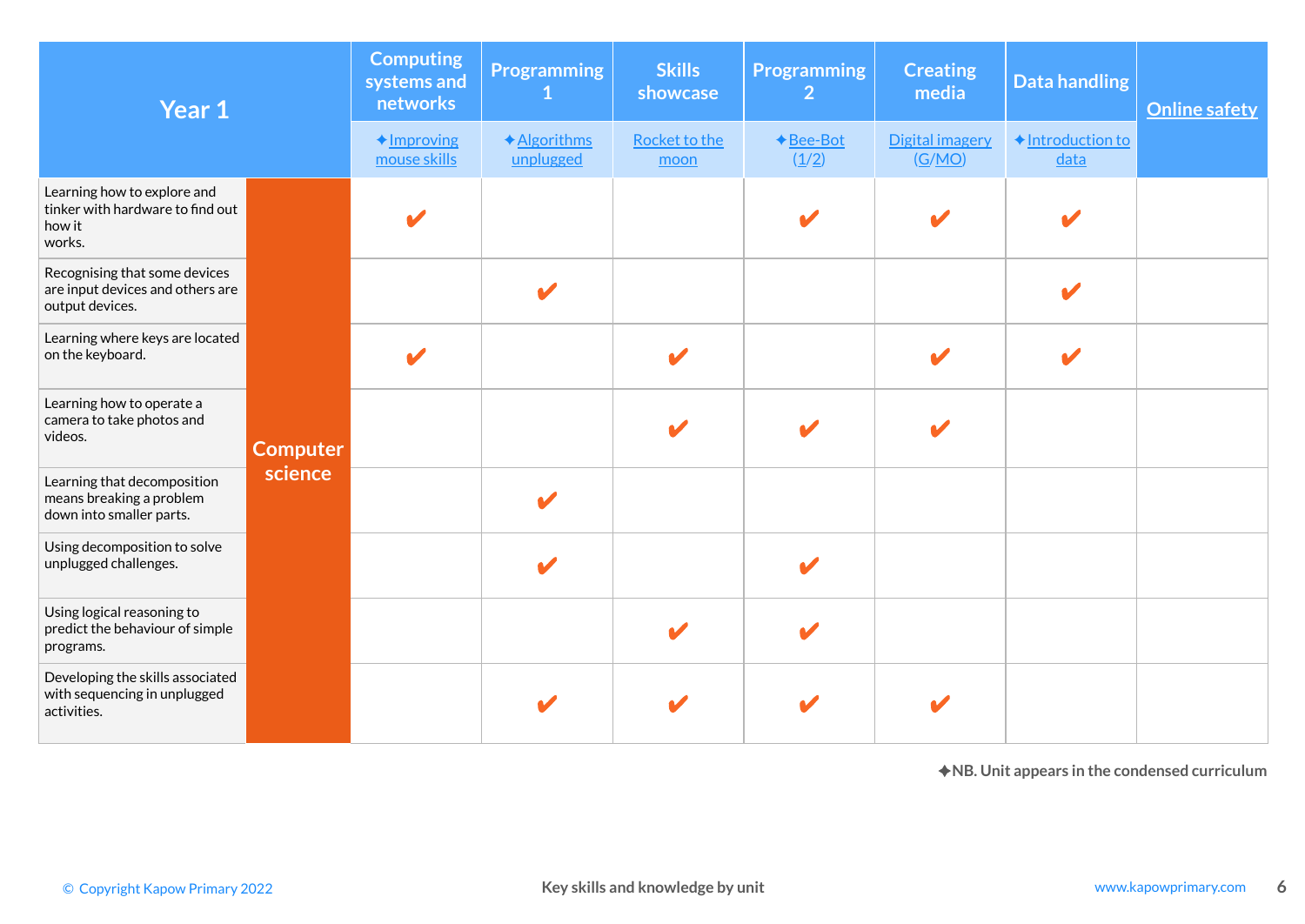| Year 1 | | Computing systems and networks | Programming 1 | Skills showcase | Programming 2 | Creating media | Data handling | Online safety |
|---|---|---|---|---|---|---|---|---|
| | | ✦Improving mouse skills | ✦Algorithms unplugged | Rocket to the moon | ✦Bee-Bot (1/2) | Digital imagery (G/MO) | ✦Introduction to data | |
| Learning how to explore and tinker with hardware to find out how it works. | Computer science | ✔ | | | ✔ | ✔ | ✔ | |
| Recognising that some devices are input devices and others are output devices. | | | ✔ | | | | ✔ | |
| Learning where keys are located on the keyboard. | | ✔ | | ✔ | | ✔ | ✔ | |
| Learning how to operate a camera to take photos and videos. | | | | ✔ | ✔ | ✔ | | |
| Learning that decomposition means breaking a problem down into smaller parts. | | | ✔ | | | | | |
| Using decomposition to solve unplugged challenges. | | | ✔ | | ✔ | | | |
| Using logical reasoning to predict the behaviour of simple programs. | | | | ✔ | ✔ | | | |
| Developing the skills associated with sequencing in unplugged activities. | | | ✔ | ✔ | ✔ | ✔ | | |

✦NB. Unit appears in the condensed curriculum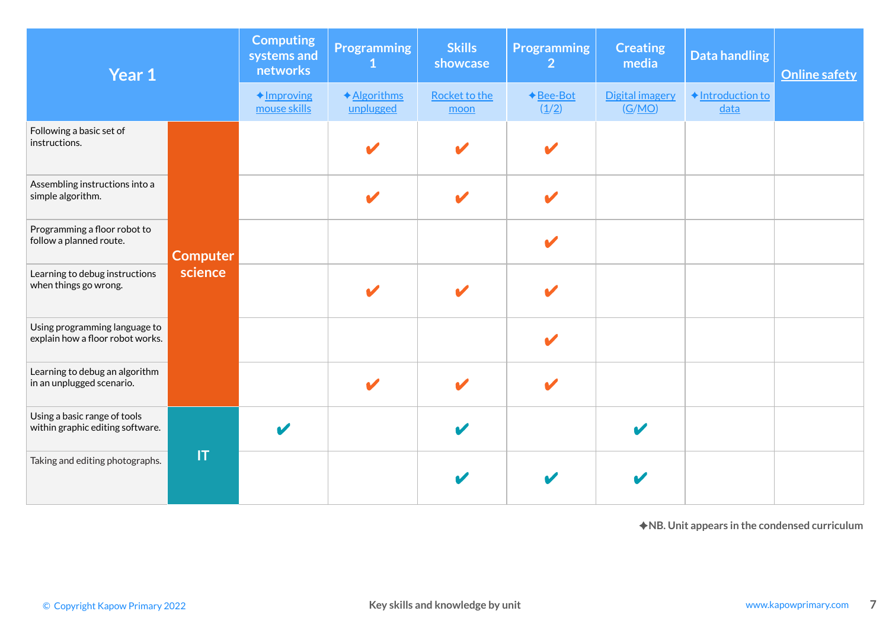| Year 1 | | Computing systems and networks | Programming 1 | Skills showcase | Programming 2 | Creating media | Data handling | Online safety |
|---|---|---|---|---|---|---|---|---|
| | | ✦Improving mouse skills | ✦Algorithms unplugged | Rocket to the moon | ✦Bee-Bot (1/2) | Digital imagery (G/MO) | ✦Introduction to data | |
| Following a basic set of instructions. | Computer science | | ✔ | ✔ | ✔ | | | |
| Assembling instructions into a simple algorithm. | Computer science | | ✔ | ✔ | ✔ | | | |
| Programming a floor robot to follow a planned route. | Computer science | | | | ✔ | | | |
| Learning to debug instructions when things go wrong. | Computer science | | ✔ | ✔ | ✔ | | | |
| Using programming language to explain how a floor robot works. | Computer science | | | | ✔ | | | |
| Learning to debug an algorithm in an unplugged scenario. | Computer science | | ✔ | ✔ | ✔ | | | |
| Using a basic range of tools within graphic editing software. | IT | ✔ | | ✔ | | ✔ | | |
| Taking and editing photographs. | IT | | | ✔ | ✔ | ✔ | | |

✦NB. Unit appears in the condensed curriculum

© Copyright Kapow Primary 2022 — Key skills and knowledge by unit — www.kapowprimary.com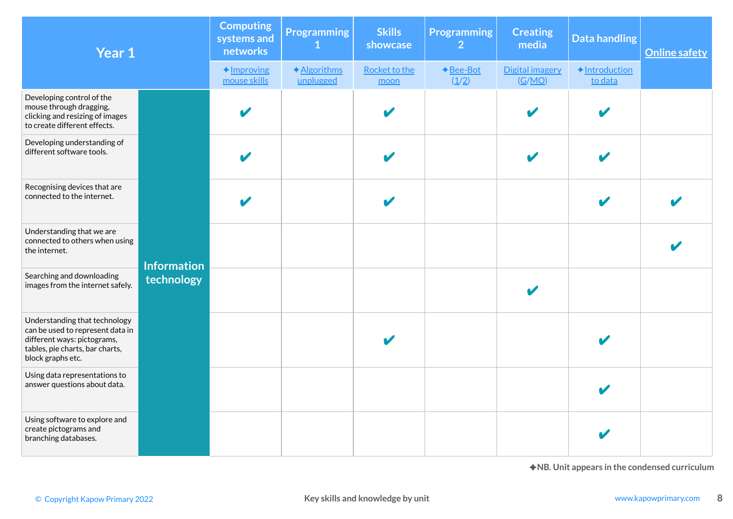| Year 1 | | Computing systems and networks | Programming 1 | Skills showcase | Programming 2 | Creating media | Data handling | Online safety |
|---|---|---|---|---|---|---|---|---|
| | | ✦Improving mouse skills | ✦Algorithms unplugged | Rocket to the moon | ✦Bee-Bot (1/2) | Digital imagery (G/MO) | ✦Introduction to data | |
| Developing control of the mouse through dragging, clicking and resizing of images to create different effects. | Information technology | ✔ | | ✔ | | ✔ | ✔ | |
| Developing understanding of different software tools. | | ✔ | | ✔ | | ✔ | ✔ | |
| Recognising devices that are connected to the internet. | | ✔ | | ✔ | | | ✔ | ✔ |
| Understanding that we are connected to others when using the internet. | | | | | | | | ✔ |
| Searching and downloading images from the internet safely. | | | | | | ✔ | | |
| Understanding that technology can be used to represent data in different ways: pictograms, tables, pie charts, bar charts, block graphs etc. | | | | ✔ | | | ✔ | |
| Using data representations to answer questions about data. | | | | | | | ✔ | |
| Using software to explore and create pictograms and branching databases. | | | | | | | ✔ | |

✦NB. Unit appears in the condensed curriculum

© Copyright Kapow Primary 2022

Key skills and knowledge by unit

www.kapowprimary.com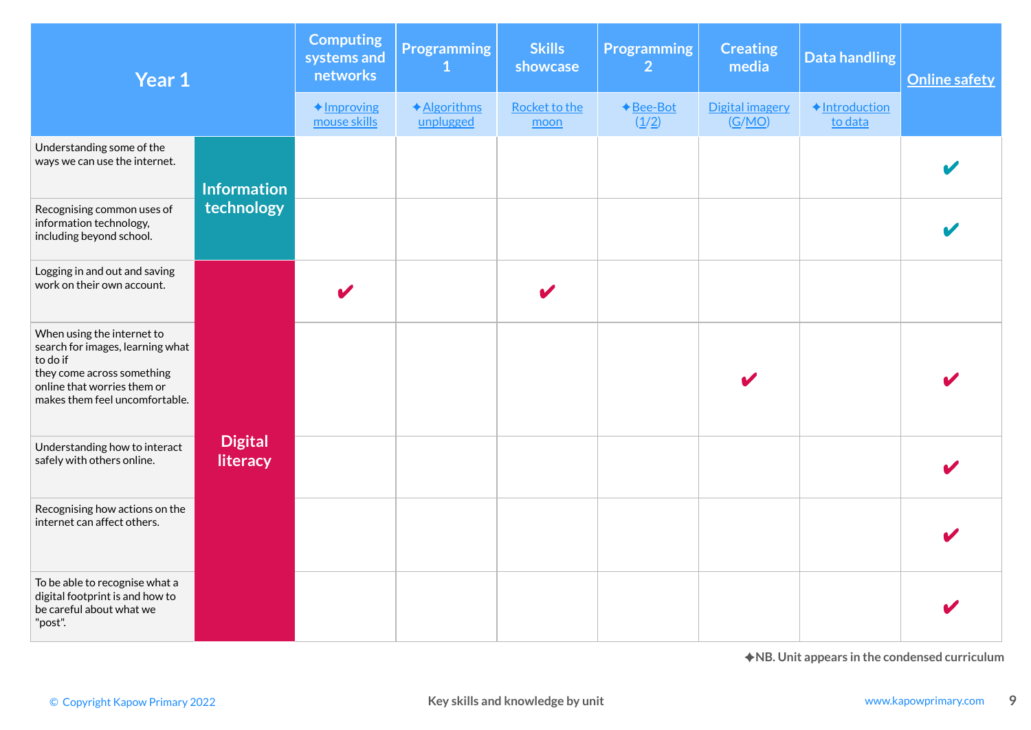| Year 1 | | Computing systems and networks | Programming 1 | Skills showcase | Programming 2 | Creating media | Data handling | Online safety |
|---|---|---|---|---|---|---|---|---|
| | | ✦Improving mouse skills | ✦Algorithms unplugged | Rocket to the moon | ✦Bee-Bot (1/2) | Digital imagery (G/MO) | ✦Introduction to data | |
| Understanding some of the ways we can use the internet. | Information technology | | | | | | | ✔ |
| Recognising common uses of information technology, including beyond school. | Information technology | | | | | | | ✔ |
| Logging in and out and saving work on their own account. | Digital literacy | ✔ | | ✔ | | | | |
| When using the internet to search for images, learning what to do if they come across something online that worries them or makes them feel uncomfortable. | Digital literacy | | | | | ✔ | | ✔ |
| Understanding how to interact safely with others online. | Digital literacy | | | | | | | ✔ |
| Recognising how actions on the internet can affect others. | Digital literacy | | | | | | | ✔ |
| To be able to recognise what a digital footprint is and how to be careful about what we "post". | Digital literacy | | | | | | | ✔ |

✦NB. Unit appears in the condensed curriculum

© Copyright Kapow Primary 2022 — Key skills and knowledge by unit — www.kapowprimary.com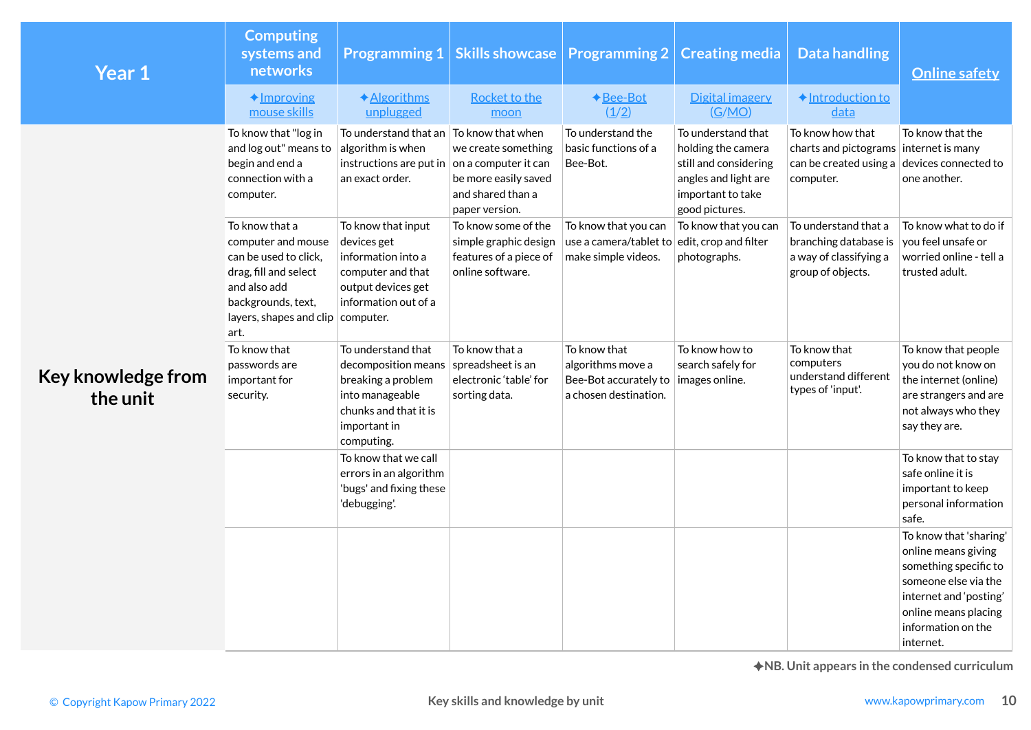| Year 1 | Computing systems and networks | Programming 1 | Skills showcase | Programming 2 | Creating media | Data handling | Online safety |
|---|---|---|---|---|---|---|---|
| | ✦Improving mouse skills | ✦Algorithms unplugged | Rocket to the moon | ✦Bee-Bot (1/2) | Digital imagery (G/MO) | ✦Introduction to data | |
| **Key knowledge from the unit** | To know that "log in and log out" means to begin and end a connection with a computer. | To understand that an algorithm is when instructions are put in an exact order. | To know that when we create something on a computer it can be more easily saved and shared than a paper version. | To understand the basic functions of a Bee-Bot. | To understand that holding the camera still and considering angles and light are important to take good pictures. | To know how that charts and pictograms can be created using a computer. | To know that the internet is many devices connected to one another. |
| | To know that a computer and mouse can be used to click, drag, fill and select and also add backgrounds, text, layers, shapes and clip art. | To know that input devices get information into a computer and that output devices get information out of a computer. | To know some of the simple graphic design features of a piece of online software. | To know that you can use a camera/tablet to make simple videos. | To know that you can edit, crop and filter photographs. | To understand that a branching database is a way of classifying a group of objects. | To know what to do if you feel unsafe or worried online - tell a trusted adult. |
| | To know that passwords are important for security. | To understand that decomposition means breaking a problem into manageable chunks and that it is important in computing. | To know that a spreadsheet is an electronic 'table' for sorting data. | To know that algorithms move a Bee-Bot accurately to a chosen destination. | To know how to search safely for images online. | To know that computers understand different types of 'input'. | To know that people you do not know on the internet (online) are strangers and are not always who they say they are. |
| | | To know that we call errors in an algorithm 'bugs' and fixing these 'debugging'. | | | | | To know that to stay safe online it is important to keep personal information safe. |
| | | | | | | | To know that 'sharing' online means giving something specific to someone else via the internet and 'posting' online means placing information on the internet. |

✦NB. Unit appears in the condensed curriculum

© Copyright Kapow Primary 2022 — Key skills and knowledge by unit — www.kapowprimary.com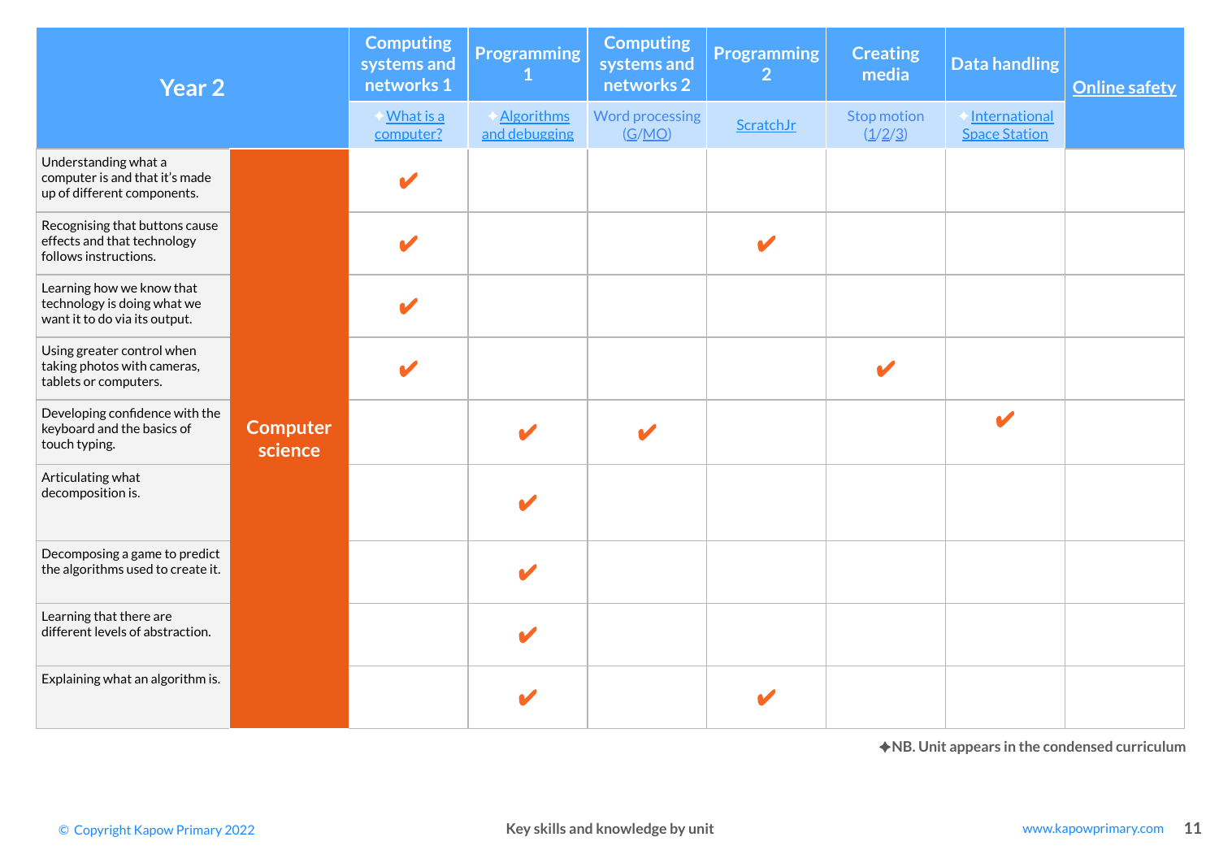| Year 2 | | Computing systems and networks 1 | Programming 1 | Computing systems and networks 2 | Programming 2 | Creating media | Data handling | Online safety |
|---|---|---|---|---|---|---|---|---|
| | | ✦What is a computer? | ✦Algorithms and debugging | Word processing (G/MO) | ScratchJr | Stop motion (1/2/3) | ✦International Space Station | |
| Understanding what a computer is and that it's made up of different components. | Computer science | ✔ | | | | | | |
| Recognising that buttons cause effects and that technology follows instructions. | Computer science | ✔ | | | ✔ | | | |
| Learning how we know that technology is doing what we want it to do via its output. | Computer science | ✔ | | | | | | |
| Using greater control when taking photos with cameras, tablets or computers. | Computer science | ✔ | | | | ✔ | | |
| Developing confidence with the keyboard and the basics of touch typing. | Computer science | | ✔ | ✔ | | | ✔ | |
| Articulating what decomposition is. | Computer science | | ✔ | | | | | |
| Decomposing a game to predict the algorithms used to create it. | Computer science | | ✔ | | | | | |
| Learning that there are different levels of abstraction. | Computer science | | ✔ | | | | | |
| Explaining what an algorithm is. | Computer science | | ✔ | | ✔ | | | |

✦NB. Unit appears in the condensed curriculum

© Copyright Kapow Primary 2022 | Key skills and knowledge by unit | www.kapowprimary.com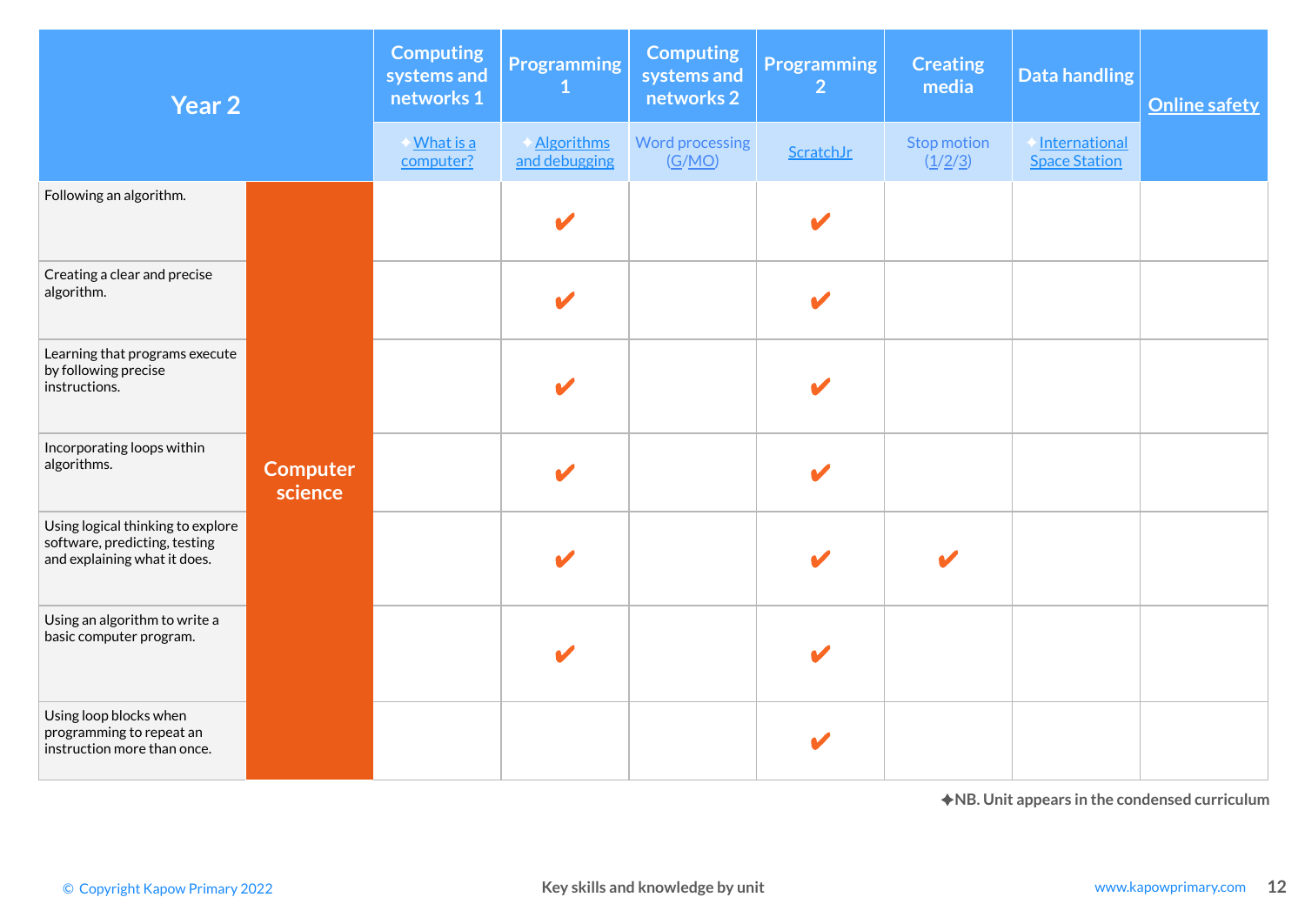| Year 2 | | Computing systems and networks 1 | Programming 1 | Computing systems and networks 2 | Programming 2 | Creating media | Data handling | Online safety |
|---|---|---|---|---|---|---|---|---|
| | | ✦What is a computer? | ✦Algorithms and debugging | Word processing (G/MO) | ScratchJr | Stop motion (1/2/3) | ✦International Space Station | |
| Following an algorithm. | Computer science | | ✔ | | ✔ | | | |
| Creating a clear and precise algorithm. | Computer science | | ✔ | | ✔ | | | |
| Learning that programs execute by following precise instructions. | Computer science | | ✔ | | ✔ | | | |
| Incorporating loops within algorithms. | Computer science | | ✔ | | ✔ | | | |
| Using logical thinking to explore software, predicting, testing and explaining what it does. | Computer science | | ✔ | | ✔ | ✔ | | |
| Using an algorithm to write a basic computer program. | Computer science | | ✔ | | ✔ | | | |
| Using loop blocks when programming to repeat an instruction more than once. | Computer science | | | | ✔ | | | |

**✦NB. Unit appears in the condensed curriculum**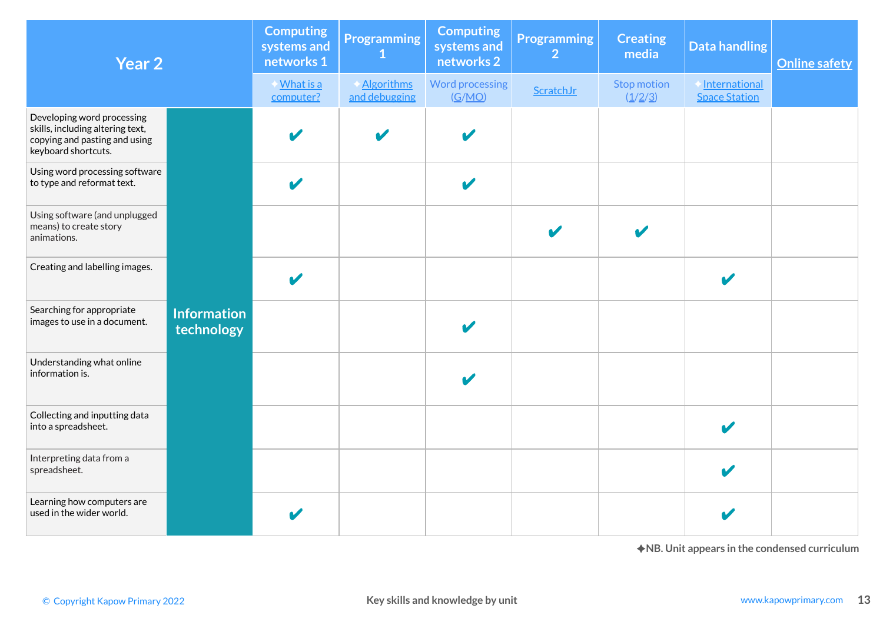| Year 2 | | Computing systems and networks 1 | Programming 1 | Computing systems and networks 2 | Programming 2 | Creating media | Data handling | Online safety |
|---|---|---|---|---|---|---|---|---|
| | | ✦What is a computer? | ✦Algorithms and debugging | Word processing (G/MO) | ScratchJr | Stop motion (1/2/3) | ✦International Space Station | |
| Developing word processing skills, including altering text, copying and pasting and using keyboard shortcuts. | Information technology | ✔ | ✔ | ✔ | | | | |
| Using word processing software to type and reformat text. | | ✔ | | ✔ | | | | |
| Using software (and unplugged means) to create story animations. | | | | | ✔ | ✔ | | |
| Creating and labelling images. | | ✔ | | | | | ✔ | |
| Searching for appropriate images to use in a document. | | | | ✔ | | | | |
| Understanding what online information is. | | | | ✔ | | | | |
| Collecting and inputting data into a spreadsheet. | | | | | | | ✔ | |
| Interpreting data from a spreadsheet. | | | | | | | ✔ | |
| Learning how computers are used in the wider world. | | ✔ | | | | | ✔ | |

✦NB. Unit appears in the condensed curriculum

Key skills and knowledge by unit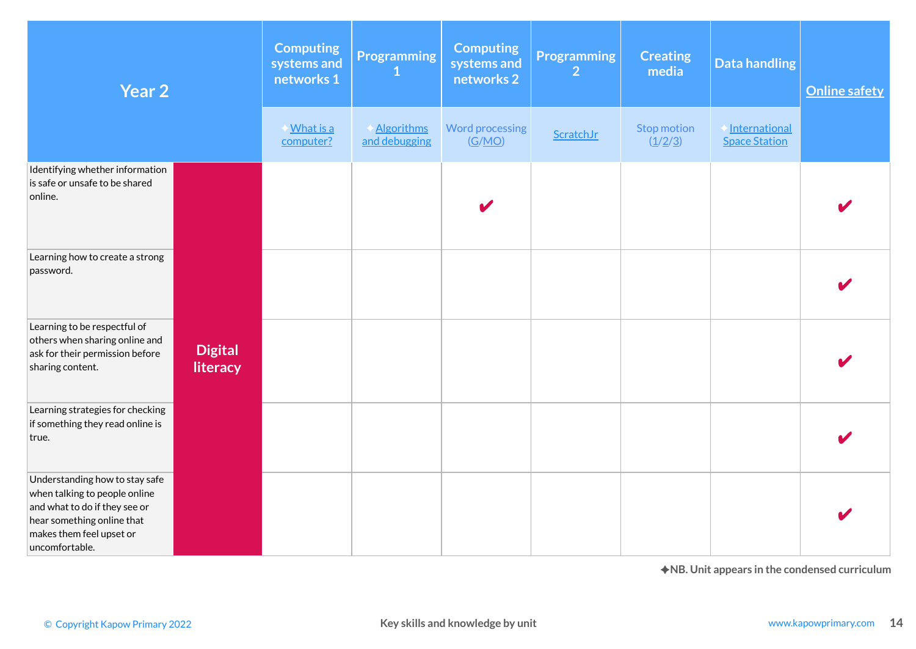| Year 2 | | Computing systems and networks 1 | Programming 1 | Computing systems and networks 2 | Programming 2 | Creating media | Data handling | Online safety |
|---|---|---|---|---|---|---|---|---|
| | | ✦What is a computer? | ✦Algorithms and debugging | Word processing (G/MO) | ScratchJr | Stop motion (1/2/3) | ✦International Space Station | |
| Identifying whether information is safe or unsafe to be shared online. | Digital literacy | | | ✔ | | | | ✔ |
| Learning how to create a strong password. | Digital literacy | | | | | | | ✔ |
| Learning to be respectful of others when sharing online and ask for their permission before sharing content. | Digital literacy | | | | | | | ✔ |
| Learning strategies for checking if something they read online is true. | Digital literacy | | | | | | | ✔ |
| Understanding how to stay safe when talking to people online and what to do if they see or hear something online that makes them feel upset or uncomfortable. | Digital literacy | | | | | | | ✔ |

✦NB. Unit appears in the condensed curriculum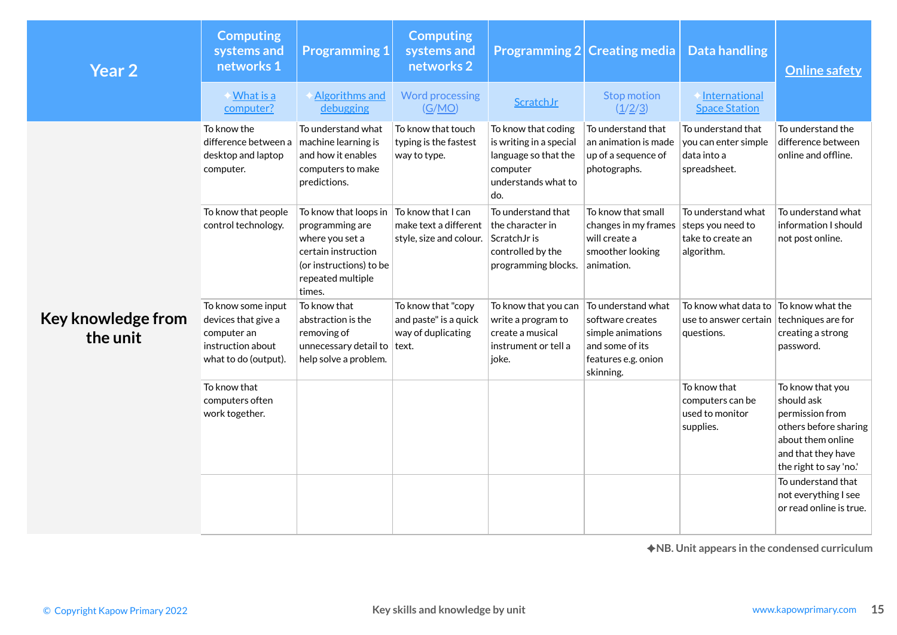| Year 2 | Computing systems and networks 1 | Programming 1 | Computing systems and networks 2 | Programming 2 | Creating media | Data handling | Online safety |
|---|---|---|---|---|---|---|---|
| | ✦What is a computer? | ✦Algorithms and debugging | Word processing (G/MO) | ScratchJr | Stop motion (1/2/3) | ✦International Space Station | |
| **Key knowledge from the unit** | To know the difference between a desktop and laptop computer. | To understand what machine learning is and how it enables computers to make predictions. | To know that touch typing is the fastest way to type. | To know that coding is writing in a special language so that the computer understands what to do. | To understand that an animation is made up of a sequence of photographs. | To understand that you can enter simple data into a spreadsheet. | To understand the difference between online and offline. |
| | To know that people control technology. | To know that loops in programming are where you set a certain instruction (or instructions) to be repeated multiple times. | To know that I can make text a different style, size and colour. | To understand that the character in ScratchJr is controlled by the programming blocks. | To know that small changes in my frames will create a smoother looking animation. | To understand what steps you need to take to create an algorithm. | To understand what information I should not post online. |
| | To know some input devices that give a computer an instruction about what to do (output). | To know that abstraction is the removing of unnecessary detail to help solve a problem. | To know that "copy and paste" is a quick way of duplicating text. | To know that you can write a program to create a musical instrument or tell a joke. | To understand what software creates simple animations and some of its features e.g. onion skinning. | To know what data to use to answer certain questions. | To know what the techniques are for creating a strong password. |
| | To know that computers often work together. | | | | | To know that computers can be used to monitor supplies. | To know that you should ask permission from others before sharing about them online and that they have the right to say 'no.' |
| | | | | | | | To understand that not everything I see or read online is true. |

✦NB. Unit appears in the condensed curriculum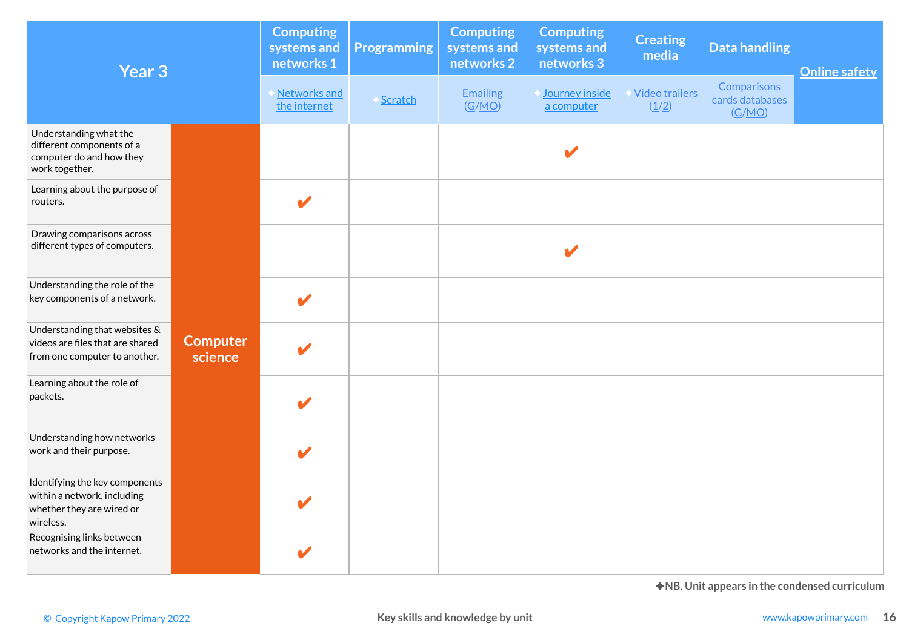| Year 3 | | Computing systems and networks 1 | Programming | Computing systems and networks 2 | Computing systems and networks 3 | Creating media | Data handling | Online safety |
|---|---|---|---|---|---|---|---|---|
| | | ✦Networks and the internet | ✦Scratch | Emailing (G/MO) | ✦Journey inside a computer | ✦Video trailers (1/2) | Comparisons cards databases (G/MO) | |
| Understanding what the different components of a computer do and how they work together. | Computer science | | | | ✔ | | | |
| Learning about the purpose of routers. | | ✔ | | | | | | |
| Drawing comparisons across different types of computers. | | | | | ✔ | | | |
| Understanding the role of the key components of a network. | | ✔ | | | | | | |
| Understanding that websites & videos are files that are shared from one computer to another. | | ✔ | | | | | | |
| Learning about the role of packets. | | ✔ | | | | | | |
| Understanding how networks work and their purpose. | | ✔ | | | | | | |
| Identifying the key components within a network, including whether they are wired or wireless. | | ✔ | | | | | | |
| Recognising links between networks and the internet. | | ✔ | | | | | | |

✦NB. Unit appears in the condensed curriculum

© Copyright Kapow Primary 2022 — Key skills and knowledge by unit — www.kapowprimary.com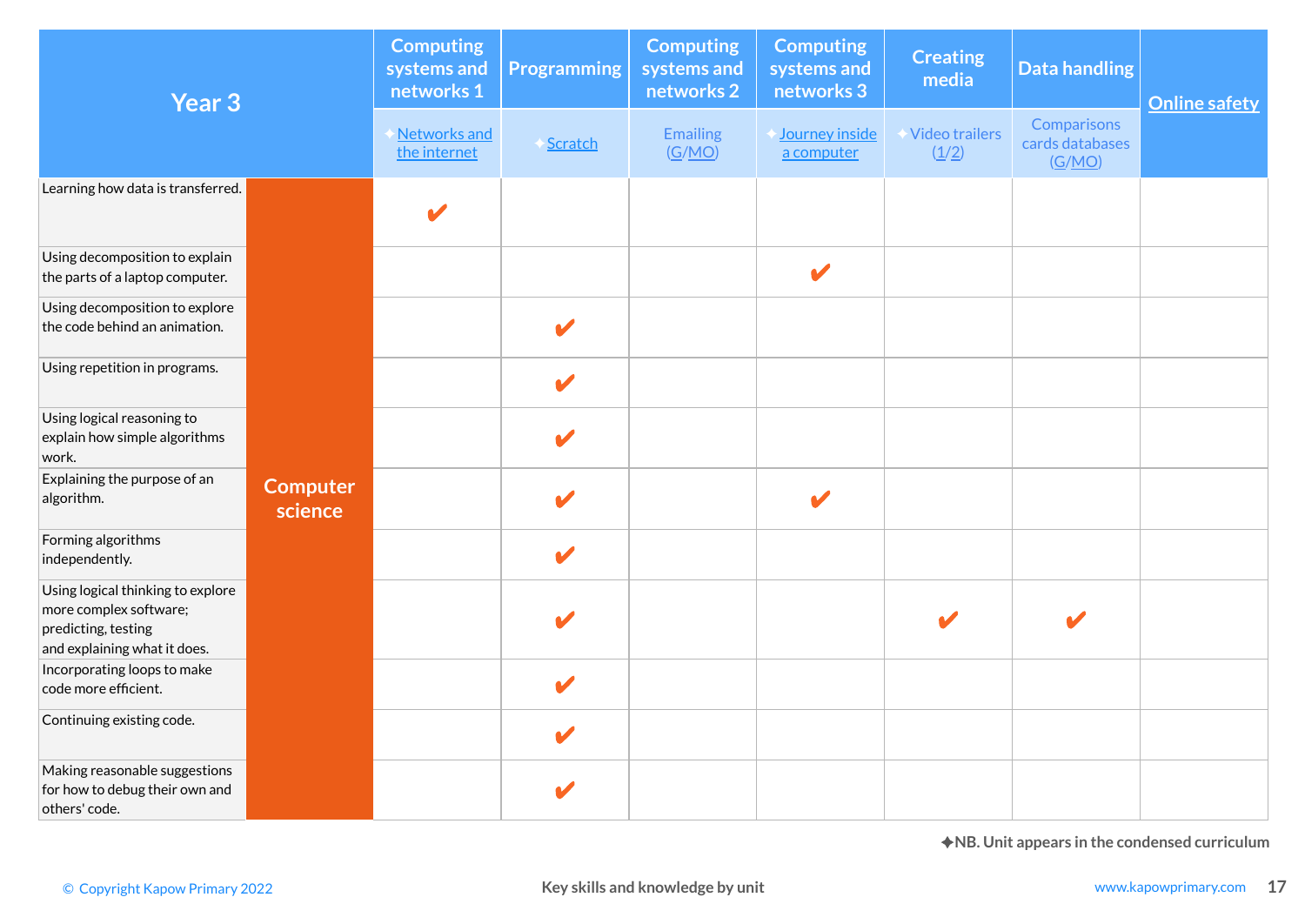| Year 3 | | Computing systems and networks 1 | Programming | Computing systems and networks 2 | Computing systems and networks 3 | Creating media | Data handling | Online safety |
|---|---|---|---|---|---|---|---|---|
| | | ✦Networks and the internet | ✦Scratch | Emailing (G/MO) | ✦Journey inside a computer | ✦Video trailers (1/2) | Comparisons cards databases (G/MO) | |
| Learning how data is transferred. | Computer science | ✔ | | | | | | |
| Using decomposition to explain the parts of a laptop computer. | | | | | ✔ | | | |
| Using decomposition to explore the code behind an animation. | | | ✔ | | | | | |
| Using repetition in programs. | | | ✔ | | | | | |
| Using logical reasoning to explain how simple algorithms work. | | | ✔ | | | | | |
| Explaining the purpose of an algorithm. | | | ✔ | | ✔ | | | |
| Forming algorithms independently. | | | ✔ | | | | | |
| Using logical thinking to explore more complex software; predicting, testing and explaining what it does. | | | ✔ | | | ✔ | ✔ | |
| Incorporating loops to make code more efficient. | | | ✔ | | | | | |
| Continuing existing code. | | | ✔ | | | | | |
| Making reasonable suggestions for how to debug their own and others' code. | | | ✔ | | | | | |

✦NB. Unit appears in the condensed curriculum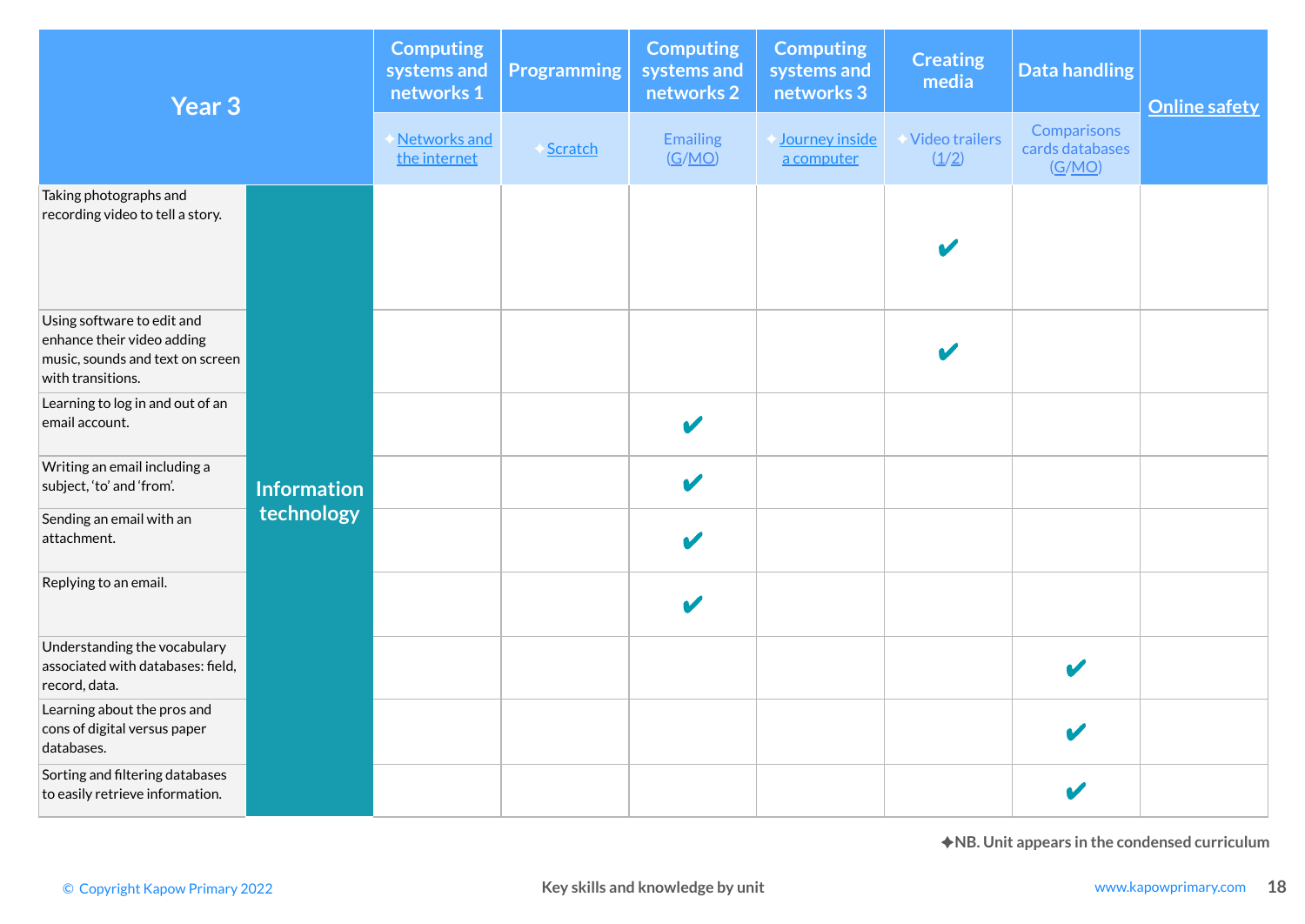| Year 3 | | Computing systems and networks 1 | Programming | Computing systems and networks 2 | Computing systems and networks 3 | Creating media | Data handling | Online safety |
|---|---|---|---|---|---|---|---|---|
| | | ✦Networks and the internet | ✦Scratch | Emailing (G/MO) | ✦Journey inside a computer | ✦Video trailers (1/2) | Comparisons cards databases (G/MO) | |
| Taking photographs and recording video to tell a story. | Information technology | | | | | ✔ | | |
| Using software to edit and enhance their video adding music, sounds and text on screen with transitions. | Information technology | | | | | ✔ | | |
| Learning to log in and out of an email account. | Information technology | | | ✔ | | | | |
| Writing an email including a subject, 'to' and 'from'. | Information technology | | | ✔ | | | | |
| Sending an email with an attachment. | Information technology | | | ✔ | | | | |
| Replying to an email. | Information technology | | | ✔ | | | | |
| Understanding the vocabulary associated with databases: field, record, data. | Information technology | | | | | | ✔ | |
| Learning about the pros and cons of digital versus paper databases. | Information technology | | | | | | ✔ | |
| Sorting and filtering databases to easily retrieve information. | Information technology | | | | | | ✔ | |

**✦NB. Unit appears in the condensed curriculum**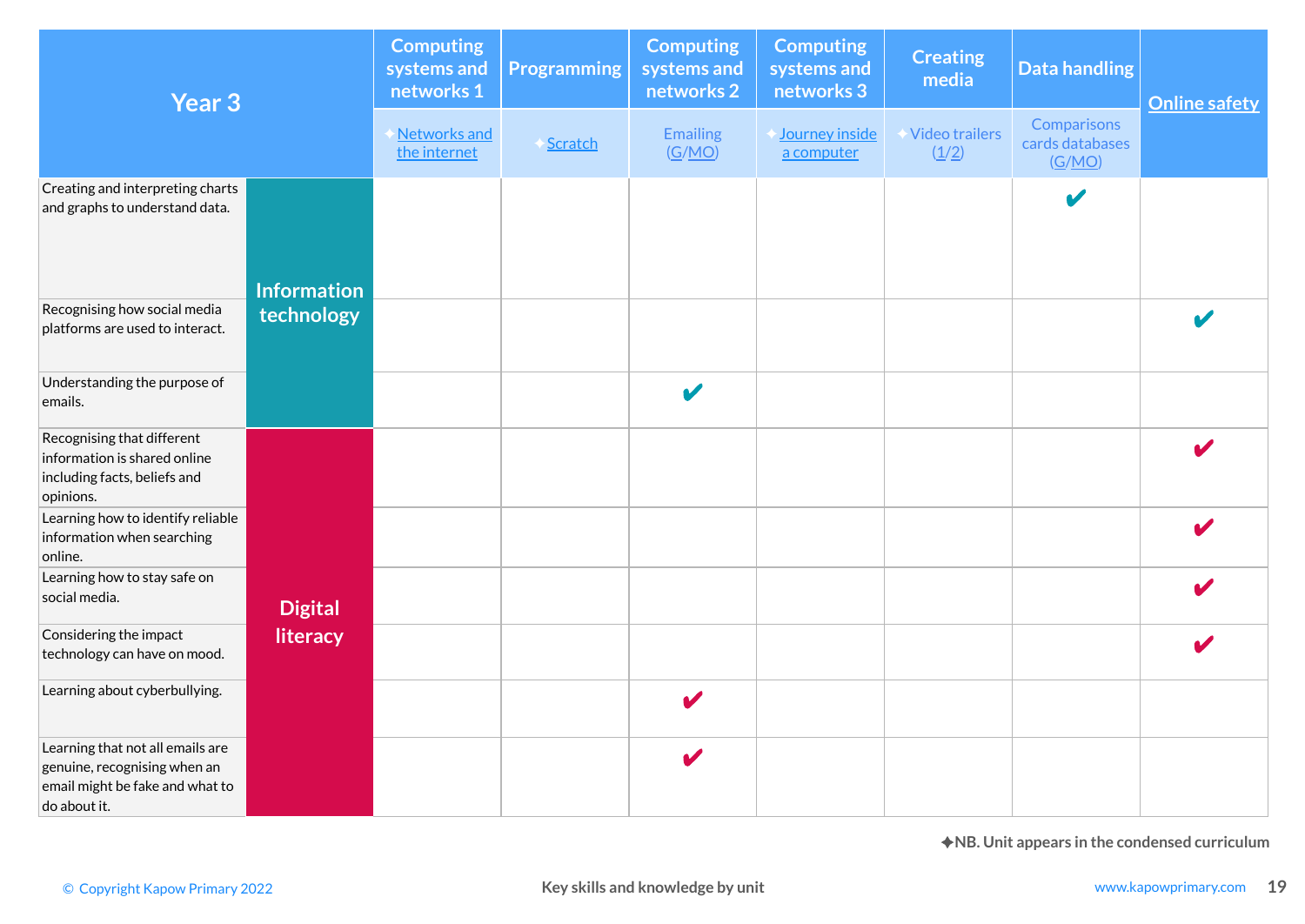| Year 3 | | Computing systems and networks 1 | Programming | Computing systems and networks 2 | Computing systems and networks 3 | Creating media | Data handling | Online safety |
|---|---|---|---|---|---|---|---|---|
| | | ✦Networks and the internet | ✦Scratch | Emailing (G/MO) | ✦Journey inside a computer | ✦Video trailers (1/2) | Comparisons cards databases (G/MO) | |
| Creating and interpreting charts and graphs to understand data. | Information technology | | | | | | ✔ | |
| Recognising how social media platforms are used to interact. | Information technology | | | | | | | ✔ |
| Understanding the purpose of emails. | Information technology | | | ✔ | | | | |
| Recognising that different information is shared online including facts, beliefs and opinions. | Digital literacy | | | | | | | ✔ |
| Learning how to identify reliable information when searching online. | Digital literacy | | | | | | | ✔ |
| Learning how to stay safe on social media. | Digital literacy | | | | | | | ✔ |
| Considering the impact technology can have on mood. | Digital literacy | | | | | | | ✔ |
| Learning about cyberbullying. | Digital literacy | | | ✔ | | | | |
| Learning that not all emails are genuine, recognising when an email might be fake and what to do about it. | Digital literacy | | | ✔ | | | | |

✦NB. Unit appears in the condensed curriculum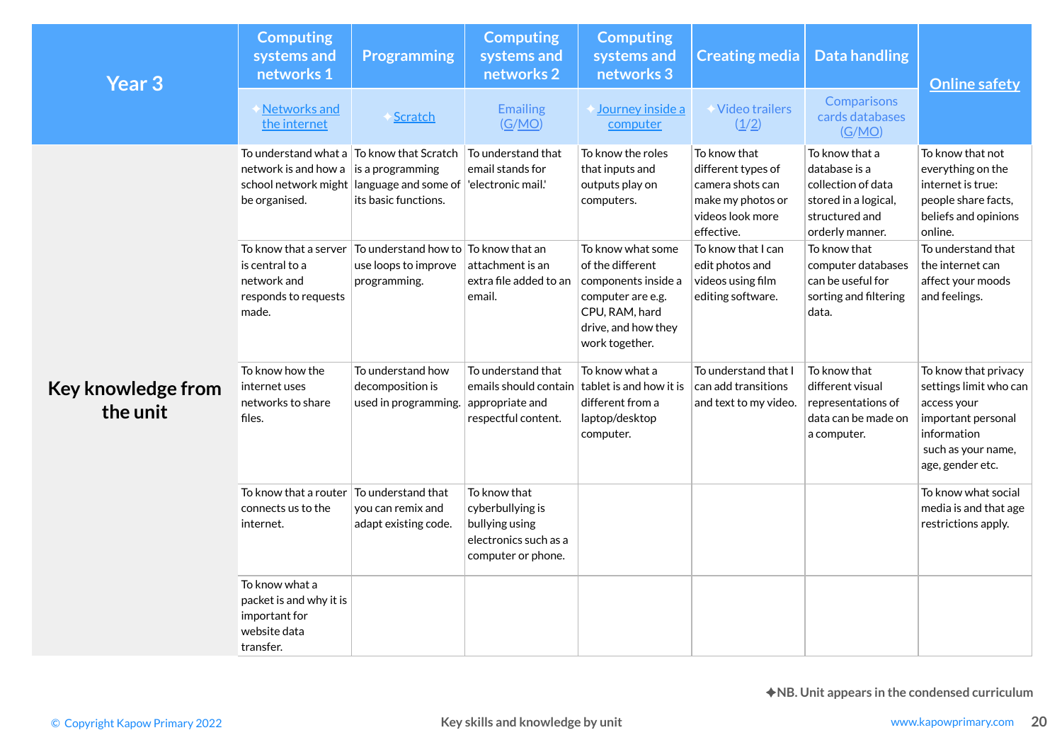| Year 3 | Computing systems and networks 1 | Programming | Computing systems and networks 2 | Computing systems and networks 3 | Creating media | Data handling | Online safety |
|---|---|---|---|---|---|---|---|
| | ✦Networks and the internet | ✦Scratch | Emailing (G/MO) | ✦Journey inside a computer | ✦Video trailers (1/2) | Comparisons cards databases (G/MO) | |
| **Key knowledge from the unit** | To understand what a network is and how a school network might be organised. | To know that Scratch is a programming language and some of its basic functions. | To understand that email stands for 'electronic mail.' | To know the roles that inputs and outputs play on computers. | To know that different types of camera shots can make my photos or videos look more effective. | To know that a database is a collection of data stored in a logical, structured and orderly manner. | To know that not everything on the internet is true: people share facts, beliefs and opinions online. |
| | To know that a server is central to a network and responds to requests made. | To understand how to use loops to improve programming. | To know that an attachment is an extra file added to an email. | To know what some of the different components inside a computer are e.g. CPU, RAM, hard drive, and how they work together. | To know that I can edit photos and videos using film editing software. | To know that computer databases can be useful for sorting and filtering data. | To understand that the internet can affect your moods and feelings. |
| | To know how the internet uses networks to share files. | To understand how decomposition is used in programming. | To understand that emails should contain appropriate and respectful content. | To know what a tablet is and how it is different from a laptop/desktop computer. | To understand that I can add transitions and text to my video. | To know that different visual representations of data can be made on a computer. | To know that privacy settings limit who can access your important personal information such as your name, age, gender etc. |
| | To know that a router connects us to the internet. | To understand that you can remix and adapt existing code. | To know that cyberbullying is bullying using electronics such as a computer or phone. | | | | To know what social media is and that age restrictions apply. |
| | To know what a packet is and why it is important for website data transfer. | | | | | | |

✦NB. Unit appears in the condensed curriculum

© Copyright Kapow Primary 2022 — Key skills and knowledge by unit — www.kapowprimary.com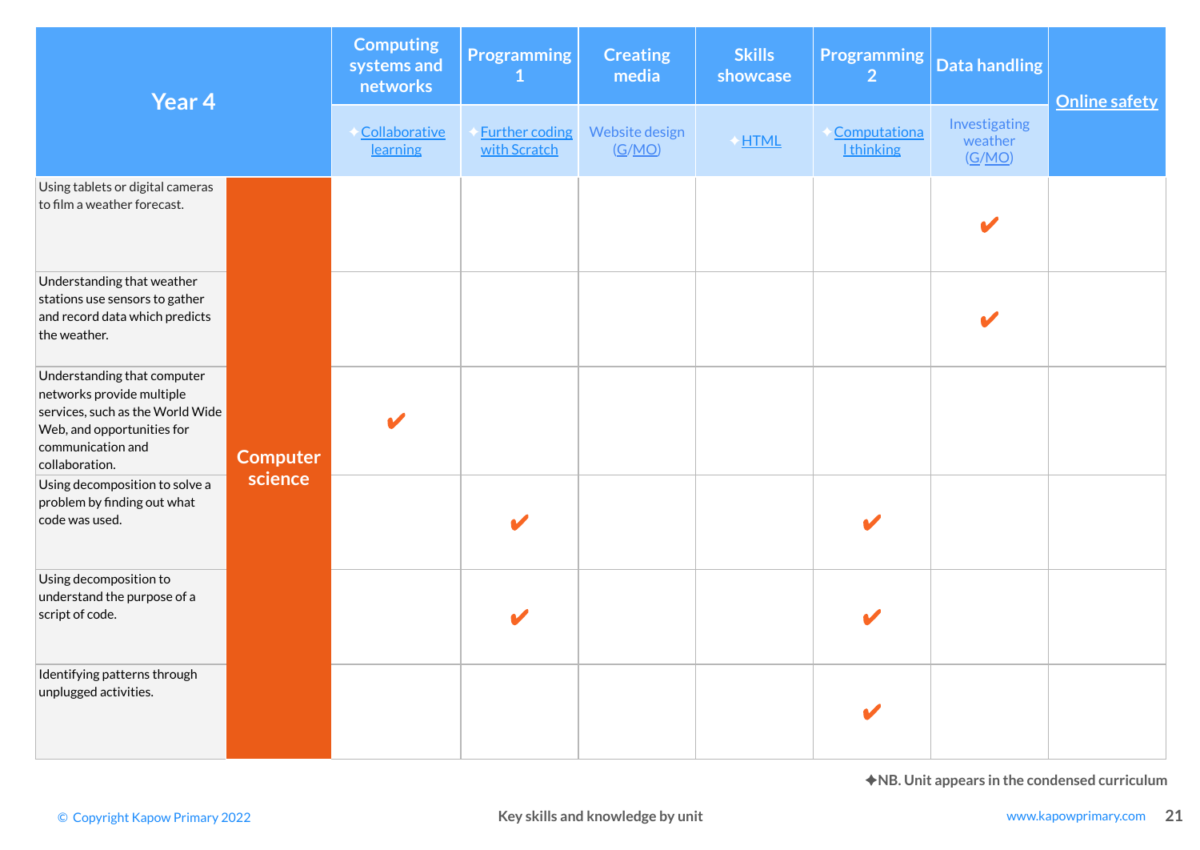| Year 4 | | Computing systems and networks | Programming 1 | Creating media | Skills showcase | Programming 2 | Data handling | Online safety |
|---|---|---|---|---|---|---|---|---|
| | | ✦Collaborative learning | ✦Further coding with Scratch | Website design (G/MO) | ✦HTML | ✦Computational thinking | Investigating weather (G/MO) | |
| Using tablets or digital cameras to film a weather forecast. | Computer science | | | | | | ✔ | |
| Understanding that weather stations use sensors to gather and record data which predicts the weather. | Computer science | | | | | | ✔ | |
| Understanding that computer networks provide multiple services, such as the World Wide Web, and opportunities for communication and collaboration. | Computer science | ✔ | | | | | | |
| Using decomposition to solve a problem by finding out what code was used. | Computer science | | ✔ | | | ✔ | | |
| Using decomposition to understand the purpose of a script of code. | Computer science | | ✔ | | | ✔ | | |
| Identifying patterns through unplugged activities. | Computer science | | | | | ✔ | | |

**✦NB. Unit appears in the condensed curriculum**

© Copyright Kapow Primary 2022 — Key skills and knowledge by unit — www.kapowprimary.com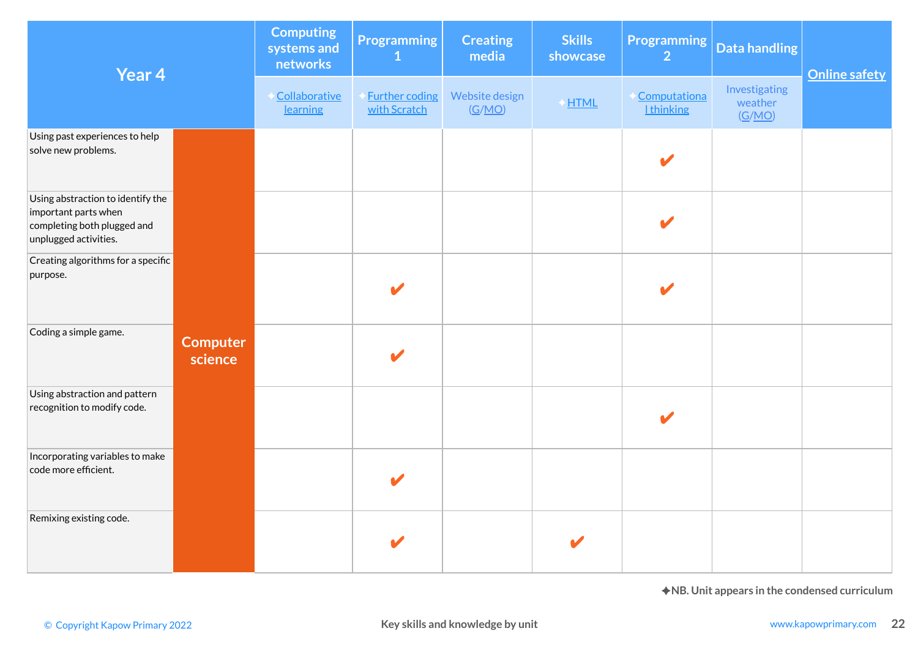| Year 4 | | Computing systems and networks | Programming 1 | Creating media | Skills showcase | Programming 2 | Data handling | Online safety |
|---|---|---|---|---|---|---|---|---|
| | | ✦Collaborative learning | ✦Further coding with Scratch | Website design (G/MO) | ✦HTML | ✦Computational thinking | Investigating weather (G/MO) | |
| Using past experiences to help solve new problems. | Computer science | | | | | ✔ | | |
| Using abstraction to identify the important parts when completing both plugged and unplugged activities. | Computer science | | | | | ✔ | | |
| Creating algorithms for a specific purpose. | Computer science | | ✔ | | | ✔ | | |
| Coding a simple game. | Computer science | | ✔ | | | | | |
| Using abstraction and pattern recognition to modify code. | Computer science | | | | | ✔ | | |
| Incorporating variables to make code more efficient. | Computer science | | ✔ | | | | | |
| Remixing existing code. | Computer science | | ✔ | | ✔ | | | |

✦NB. Unit appears in the condensed curriculum

© Copyright Kapow Primary 2022 — Key skills and knowledge by unit — www.kapowprimary.com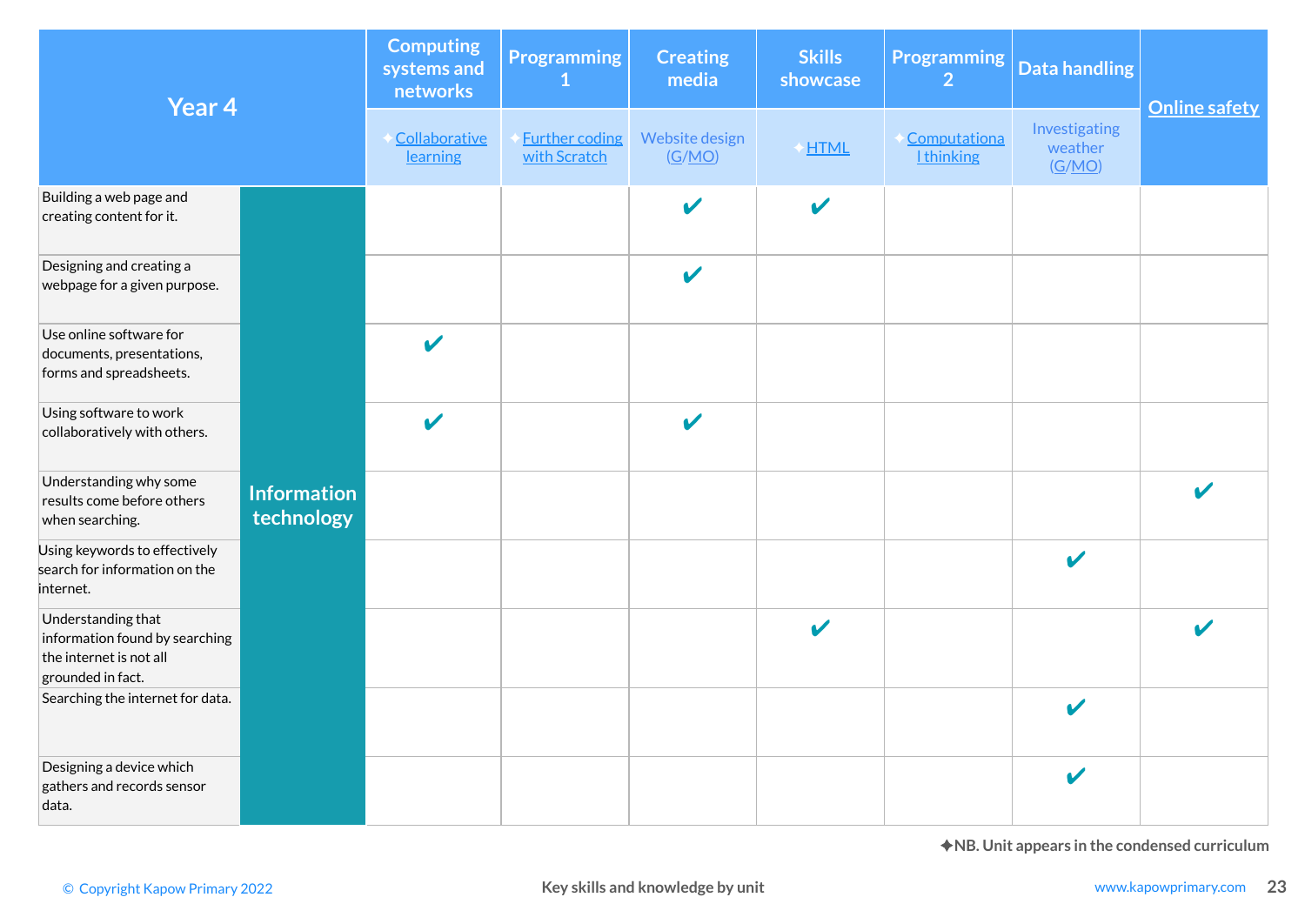| Year 4 | | Computing systems and networks | Programming 1 | Creating media | Skills showcase | Programming 2 | Data handling | Online safety |
|---|---|---|---|---|---|---|---|---|
| | | ✦Collaborative learning | ✦Further coding with Scratch | Website design (G/MO) | ✦HTML | ✦Computational thinking | Investigating weather (G/MO) | |
| Building a web page and creating content for it. | Information technology | | | ✔ | ✔ | | | |
| Designing and creating a webpage for a given purpose. | Information technology | | | ✔ | | | | |
| Use online software for documents, presentations, forms and spreadsheets. | Information technology | ✔ | | | | | | |
| Using software to work collaboratively with others. | Information technology | ✔ | | ✔ | | | | |
| Understanding why some results come before others when searching. | Information technology | | | | | | | ✔ |
| Using keywords to effectively search for information on the internet. | Information technology | | | | | | ✔ | |
| Understanding that information found by searching the internet is not all grounded in fact. | Information technology | | | | ✔ | | | ✔ |
| Searching the internet for data. | Information technology | | | | | | ✔ | |
| Designing a device which gathers and records sensor data. | Information technology | | | | | | ✔ | |

✦NB. Unit appears in the condensed curriculum

© Copyright Kapow Primary 2022 | Key skills and knowledge by unit | www.kapowprimary.com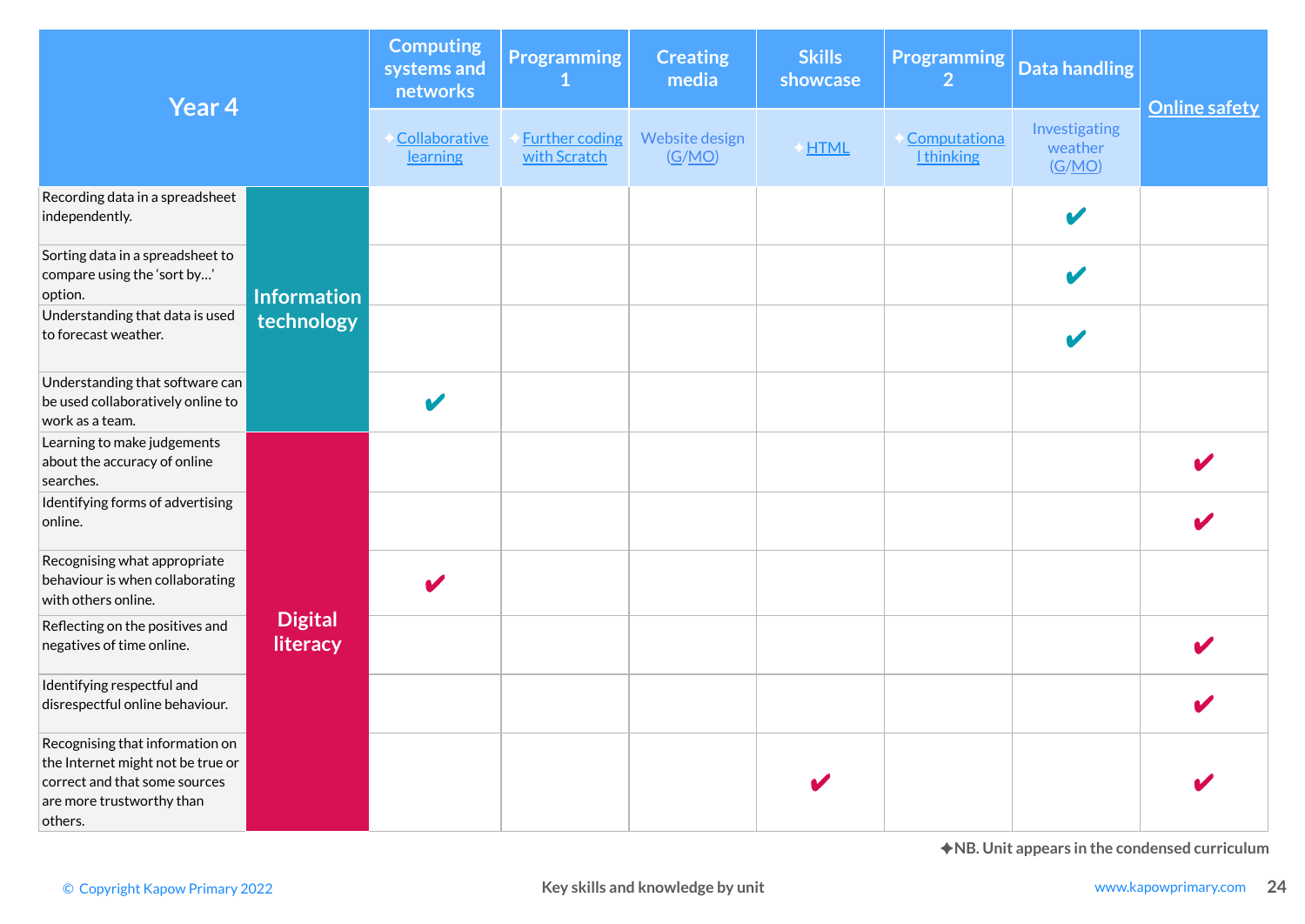| Year 4 | | Computing systems and networks | Programming 1 | Creating media | Skills showcase | Programming 2 | Data handling | Online safety |
|---|---|---|---|---|---|---|---|---|
| | | ✦Collaborative learning | ✦Further coding with Scratch | Website design (G/MO) | ✦HTML | ✦Computational thinking | Investigating weather (G/MO) | |
| Recording data in a spreadsheet independently. | Information technology | | | | | | ✔ | |
| Sorting data in a spreadsheet to compare using the 'sort by…' option. | Information technology | | | | | | ✔ | |
| Understanding that data is used to forecast weather. | Information technology | | | | | | ✔ | |
| Understanding that software can be used collaboratively online to work as a team. | Information technology | ✔ | | | | | | |
| Learning to make judgements about the accuracy of online searches. | Digital literacy | | | | | | | ✔ |
| Identifying forms of advertising online. | Digital literacy | | | | | | | ✔ |
| Recognising what appropriate behaviour is when collaborating with others online. | Digital literacy | ✔ | | | | | | |
| Reflecting on the positives and negatives of time online. | Digital literacy | | | | | | | ✔ |
| Identifying respectful and disrespectful online behaviour. | Digital literacy | | | | | | | ✔ |
| Recognising that information on the Internet might not be true or correct and that some sources are more trustworthy than others. | Digital literacy | | | | ✔ | | | ✔ |

✦NB. Unit appears in the condensed curriculum

© Copyright Kapow Primary 2022 | Key skills and knowledge by unit | www.kapowprimary.com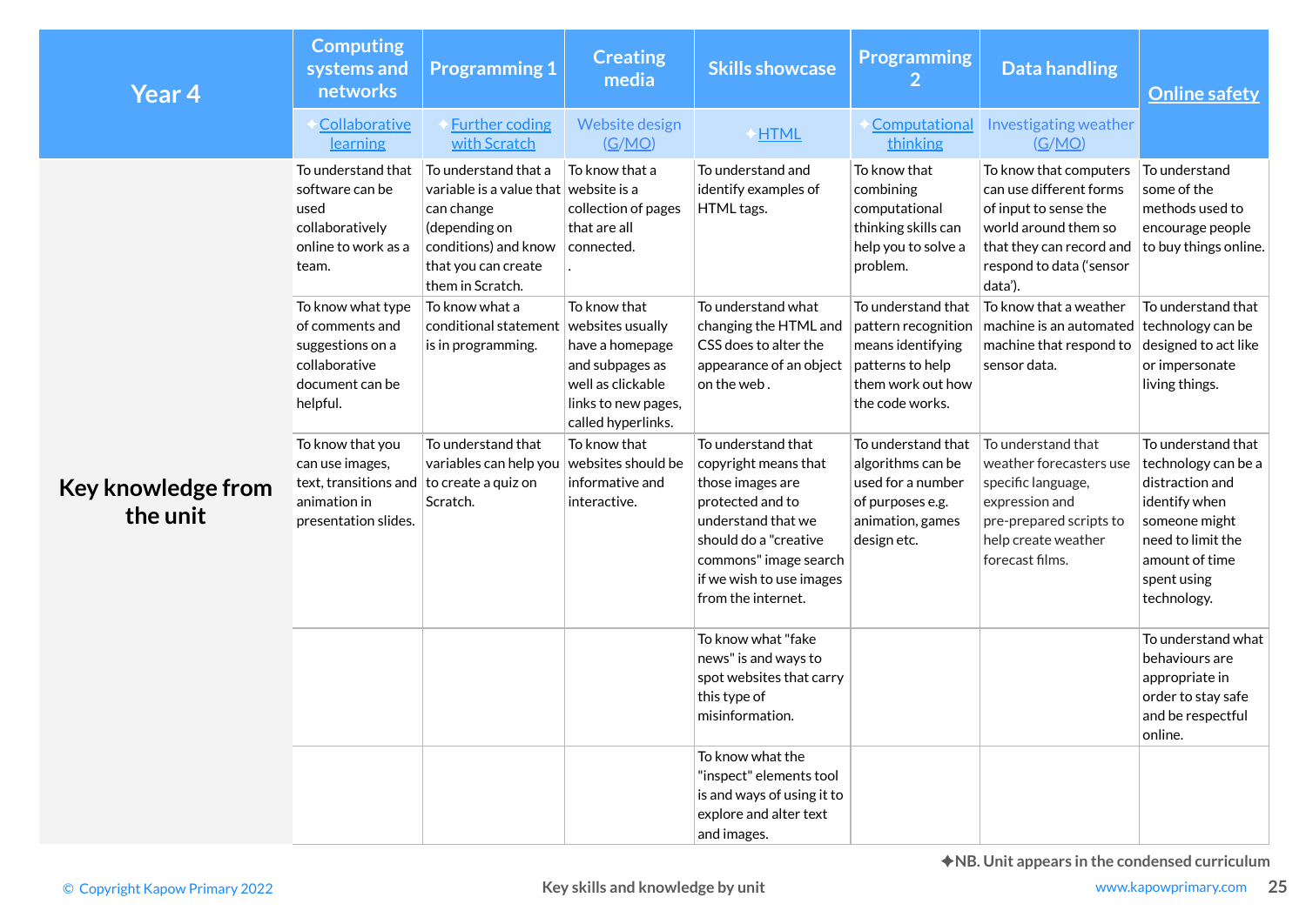| Year 4 | Computing systems and networks | Programming 1 | Creating media | Skills showcase | Programming 2 | Data handling | Online safety |
|---|---|---|---|---|---|---|---|
| | ✦Collaborative learning | ✦Further coding with Scratch | Website design (G/MO) | ✦HTML | ✦Computational thinking | Investigating weather (G/MO) | |
| **Key knowledge from the unit** | To understand that software can be used collaboratively online to work as a team. | To understand that a variable is a value that can change (depending on conditions) and know that you can create them in Scratch. | To know that a website is a collection of pages that are all connected. . | To understand and identify examples of HTML tags. | To know that combining computational thinking skills can help you to solve a problem. | To know that computers can use different forms of input to sense the world around them so that they can record and respond to data ('sensor data'). | To understand some of the methods used to encourage people to buy things online. |
| | To know what type of comments and suggestions on a collaborative document can be helpful. | To know what a conditional statement is in programming. | To know that websites usually have a homepage and subpages as well as clickable links to new pages, called hyperlinks. | To understand what changing the HTML and CSS does to alter the appearance of an object on the web . | To understand that pattern recognition means identifying patterns to help them work out how the code works. | To know that a weather machine is an automated machine that respond to sensor data. | To understand that technology can be designed to act like or impersonate living things. |
| | To know that you can use images, text, transitions and animation in presentation slides. | To understand that variables can help you to create a quiz on Scratch. | To know that websites should be informative and interactive. | To understand that copyright means that those images are protected and to understand that we should do a "creative commons" image search if we wish to use images from the internet. | To understand that algorithms can be used for a number of purposes e.g. animation, games design etc. | To understand that weather forecasters use specific language, expression and pre-prepared scripts to help create weather forecast films. | To understand that technology can be a distraction and identify when someone might need to limit the amount of time spent using technology. |
| | | | | To know what "fake news" is and ways to spot websites that carry this type of misinformation. | | | To understand what behaviours are appropriate in order to stay safe and be respectful online. |
| | | | | To know what the "inspect" elements tool is and ways of using it to explore and alter text and images. | | | |

✦NB. Unit appears in the condensed curriculum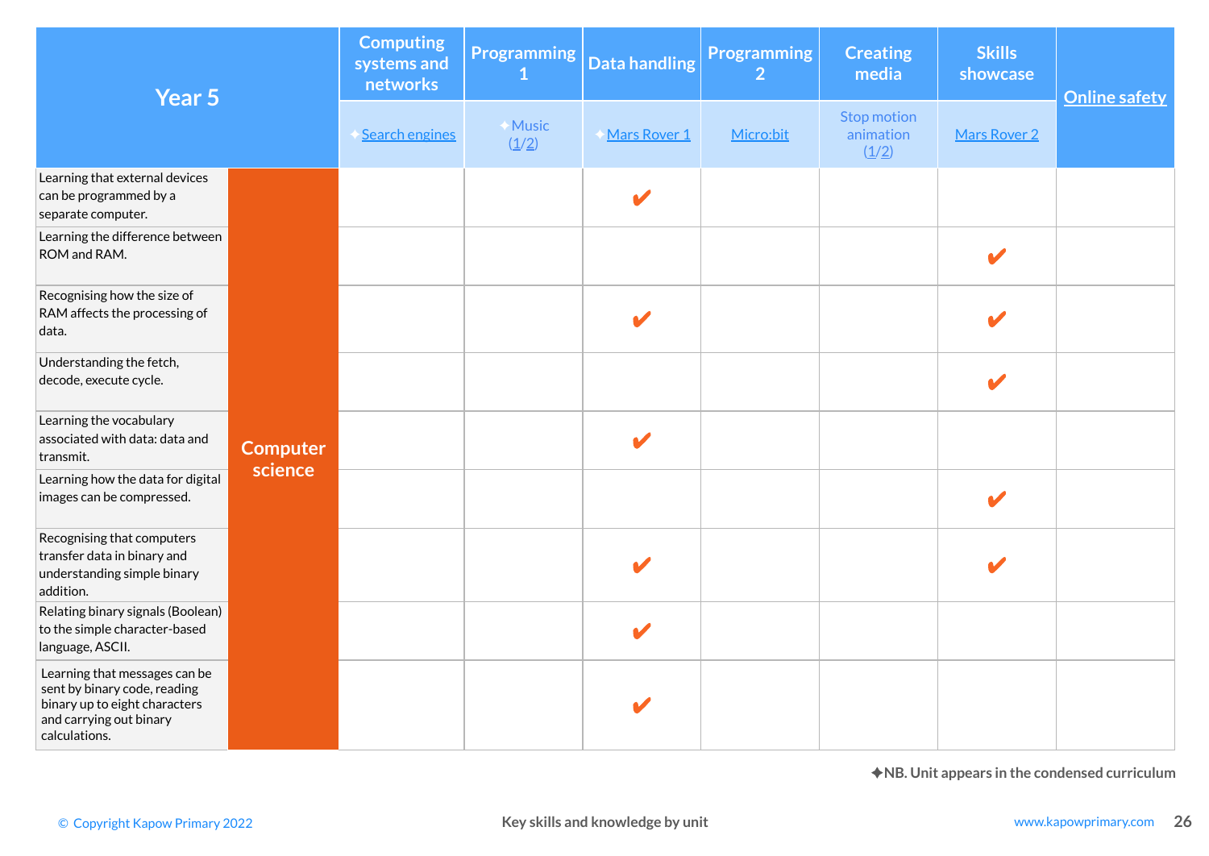| Year 5 | | Computing systems and networks | Programming 1 | Data handling | Programming 2 | Creating media | Skills showcase | Online safety |
|---|---|---|---|---|---|---|---|---|
| | | ✦Search engines | ✦Music (1/2) | ✦Mars Rover 1 | Micro:bit | Stop motion animation (1/2) | Mars Rover 2 | |
| Learning that external devices can be programmed by a separate computer. | Computer science | | | ✔ | | | | |
| Learning the difference between ROM and RAM. | Computer science | | | | | | ✔ | |
| Recognising how the size of RAM affects the processing of data. | Computer science | | | ✔ | | | ✔ | |
| Understanding the fetch, decode, execute cycle. | Computer science | | | | | | ✔ | |
| Learning the vocabulary associated with data: data and transmit. | Computer science | | | ✔ | | | | |
| Learning how the data for digital images can be compressed. | Computer science | | | | | | ✔ | |
| Recognising that computers transfer data in binary and understanding simple binary addition. | Computer science | | | ✔ | | | ✔ | |
| Relating binary signals (Boolean) to the simple character-based language, ASCII. | Computer science | | | ✔ | | | | |
| Learning that messages can be sent by binary code, reading binary up to eight characters and carrying out binary calculations. | Computer science | | | ✔ | | | | |

✦NB. Unit appears in the condensed curriculum

Key skills and knowledge by unit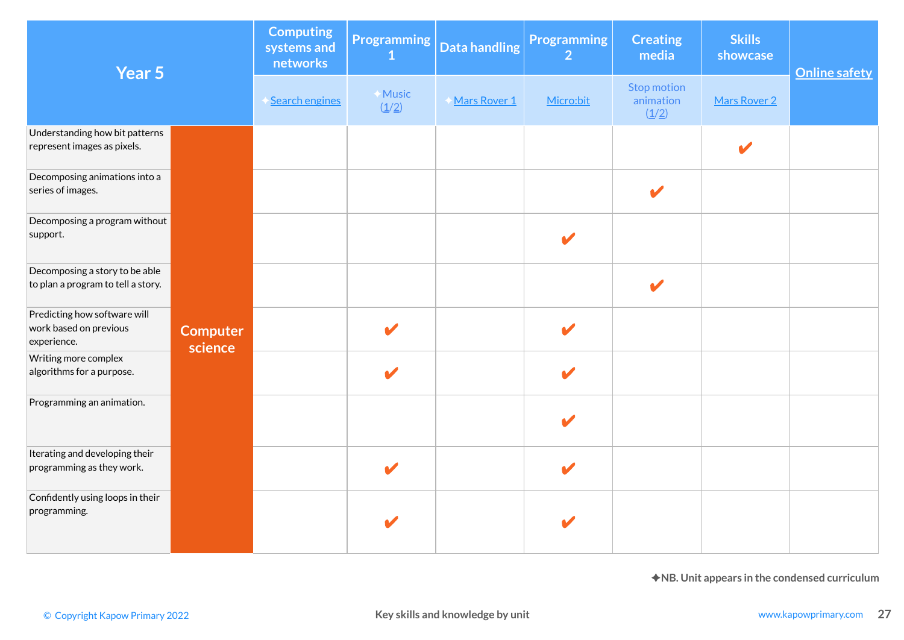| Year 5 | | Computing systems and networks | Programming 1 | Data handling | Programming 2 | Creating media | Skills showcase | Online safety |
|---|---|---|---|---|---|---|---|---|
| | | ✦Search engines | ✦Music (1/2) | ✦Mars Rover 1 | Micro:bit | Stop motion animation (1/2) | Mars Rover 2 | |
| Understanding how bit patterns represent images as pixels. | Computer science | | | | | | ✔ | |
| Decomposing animations into a series of images. | Computer science | | | | | ✔ | | |
| Decomposing a program without support. | Computer science | | | | ✔ | | | |
| Decomposing a story to be able to plan a program to tell a story. | Computer science | | | | | ✔ | | |
| Predicting how software will work based on previous experience. | Computer science | | ✔ | | ✔ | | | |
| Writing more complex algorithms for a purpose. | Computer science | | ✔ | | ✔ | | | |
| Programming an animation. | Computer science | | | | ✔ | | | |
| Iterating and developing their programming as they work. | Computer science | | ✔ | | ✔ | | | |
| Confidently using loops in their programming. | Computer science | | ✔ | | ✔ | | | |

✦NB. Unit appears in the condensed curriculum

© Copyright Kapow Primary 2022 — Key skills and knowledge by unit — www.kapowprimary.com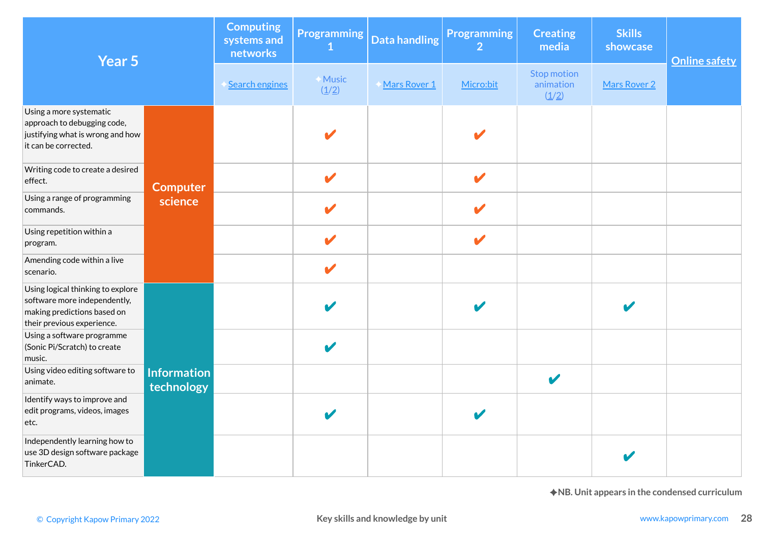| Year 5 | | Computing systems and networks | Programming 1 | Data handling | Programming 2 | Creating media | Skills showcase | Online safety |
|---|---|---|---|---|---|---|---|---|
| | | ✦Search engines | ✦Music (1/2) | ✦Mars Rover 1 | Micro:bit | Stop motion animation (1/2) | Mars Rover 2 | |
| Using a more systematic approach to debugging code, justifying what is wrong and how it can be corrected. | Computer science | | ✔ | | ✔ | | | |
| Writing code to create a desired effect. | Computer science | | ✔ | | ✔ | | | |
| Using a range of programming commands. | Computer science | | ✔ | | ✔ | | | |
| Using repetition within a program. | Computer science | | ✔ | | ✔ | | | |
| Amending code within a live scenario. | Computer science | | ✔ | | | | | |
| Using logical thinking to explore software more independently, making predictions based on their previous experience. | Information technology | | ✔ | | ✔ | | ✔ | |
| Using a software programme (Sonic Pi/Scratch) to create music. | Information technology | | ✔ | | | | | |
| Using video editing software to animate. | Information technology | | | | | ✔ | | |
| Identify ways to improve and edit programs, videos, images etc. | Information technology | | ✔ | | ✔ | | | |
| Independently learning how to use 3D design software package TinkerCAD. | Information technology | | | | | | ✔ | |

✦NB. Unit appears in the condensed curriculum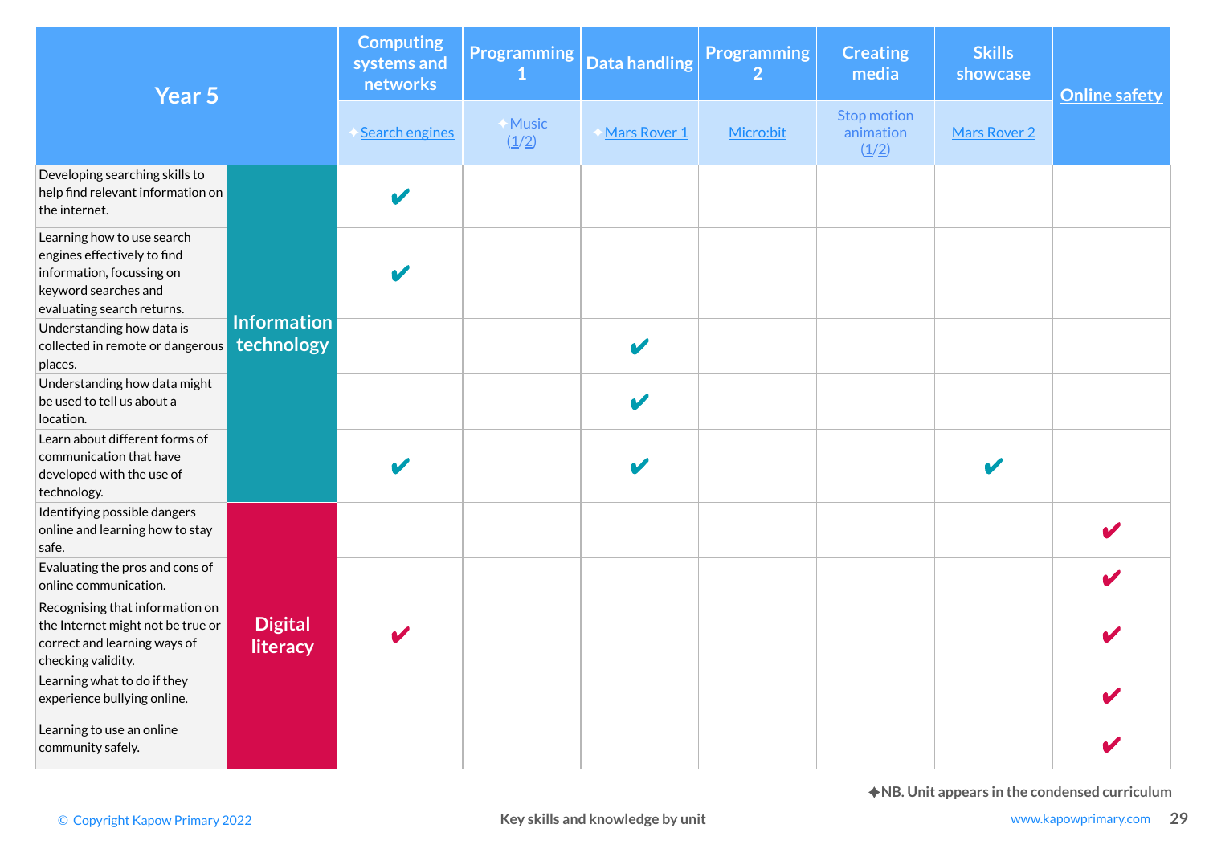| Year 5 | | Computing systems and networks | Programming 1 | Data handling | Programming 2 | Creating media | Skills showcase | Online safety |
|---|---|---|---|---|---|---|---|---|
| | | ✦Search engines | ✦Music (1/2) | ✦Mars Rover 1 | Micro:bit | Stop motion animation (1/2) | Mars Rover 2 | |
| Developing searching skills to help find relevant information on the internet. | Information technology | ✔ | | | | | | |
| Learning how to use search engines effectively to find information, focussing on keyword searches and evaluating search returns. | Information technology | ✔ | | | | | | |
| Understanding how data is collected in remote or dangerous places. | Information technology | | | ✔ | | | | |
| Understanding how data might be used to tell us about a location. | Information technology | | | ✔ | | | | |
| Learn about different forms of communication that have developed with the use of technology. | Information technology | ✔ | | ✔ | | | ✔ | |
| Identifying possible dangers online and learning how to stay safe. | Digital literacy | | | | | | | ✔ |
| Evaluating the pros and cons of online communication. | Digital literacy | | | | | | | ✔ |
| Recognising that information on the Internet might not be true or correct and learning ways of checking validity. | Digital literacy | ✔ | | | | | | ✔ |
| Learning what to do if they experience bullying online. | Digital literacy | | | | | | | ✔ |
| Learning to use an online community safely. | Digital literacy | | | | | | | ✔ |

✦NB. Unit appears in the condensed curriculum

© Copyright Kapow Primary 2022 — Key skills and knowledge by unit — www.kapowprimary.com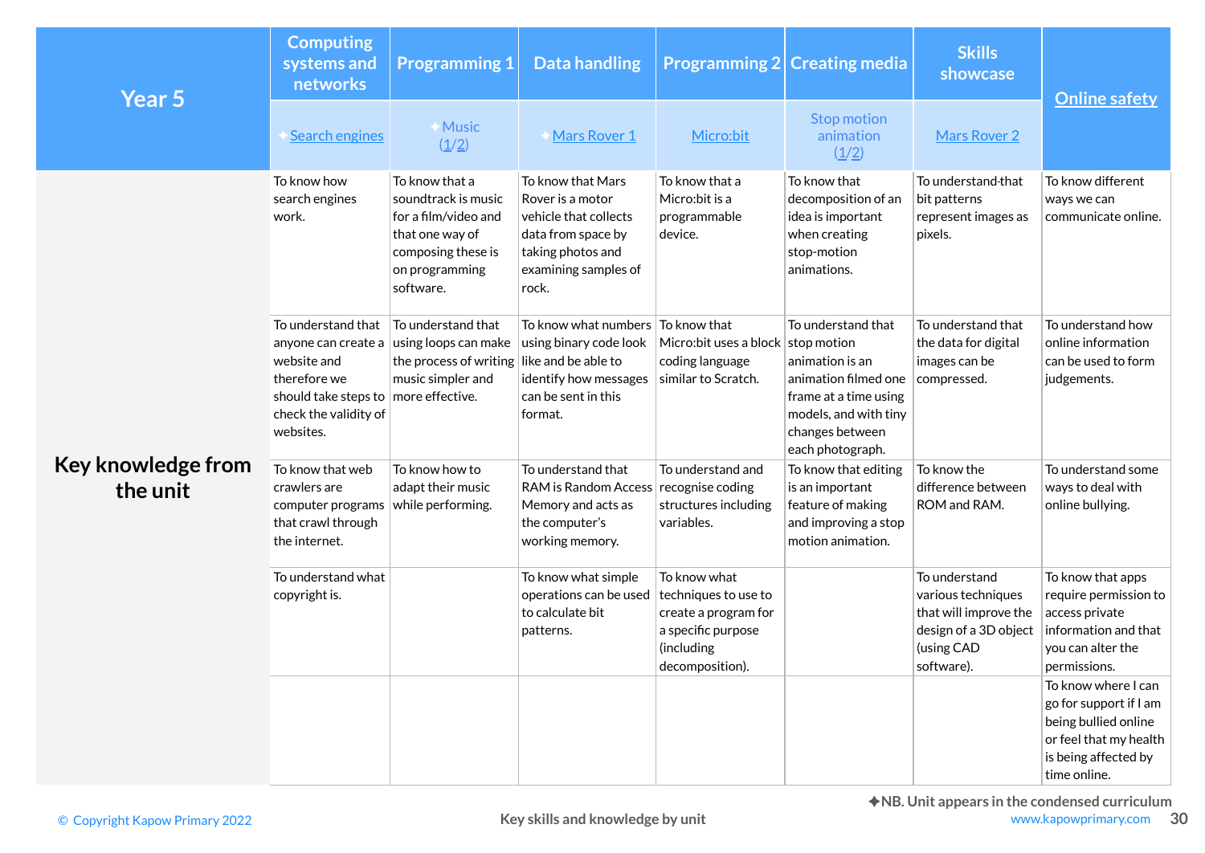| Year 5 | Computing systems and networks | Programming 1 | Data handling | Programming 2 | Creating media | Skills showcase | Online safety |
|---|---|---|---|---|---|---|---|
| | ✦Search engines | ✦Music (1/2) | ✦Mars Rover 1 | Micro:bit | Stop motion animation (1/2) | Mars Rover 2 | |
| Key knowledge from the unit | To know how search engines work. | To know that a soundtrack is music for a film/video and that one way of composing these is on programming software. | To know that Mars Rover is a motor vehicle that collects data from space by taking photos and examining samples of rock. | To know that a Micro:bit is a programmable device. | To know that decomposition of an idea is important when creating stop-motion animations. | To understand that bit patterns represent images as pixels. | To know different ways we can communicate online. |
| | To understand that anyone can create a website and therefore we should take steps to check the validity of websites. | To understand that using loops can make the process of writing music simpler and more effective. | To know what numbers using binary code look like and be able to identify how messages can be sent in this format. | To know that Micro:bit uses a block coding language similar to Scratch. | To understand that stop motion animation is an animation filmed one frame at a time using models, and with tiny changes between each photograph. | To understand that the data for digital images can be compressed. | To understand how online information can be used to form judgements. |
| | To know that web crawlers are computer programs that crawl through the internet. | To know how to adapt their music while performing. | To understand that RAM is Random Access Memory and acts as the computer's working memory. | To understand and recognise coding structures including variables. | To know that editing is an important feature of making and improving a stop motion animation. | To know the difference between ROM and RAM. | To understand some ways to deal with online bullying. |
| | To understand what copyright is. | | To know what simple operations can be used to calculate bit patterns. | To know what techniques to use to create a program for a specific purpose (including decomposition). | | To understand various techniques that will improve the design of a 3D object (using CAD software). | To know that apps require permission to access private information and that you can alter the permissions. |
| | | | | | | | To know where I can go for support if I am being bullied online or feel that my health is being affected by time online. |

✦NB. Unit appears in the condensed curriculum

© Copyright Kapow Primary 2022

Key skills and knowledge by unit

www.kapowprimary.com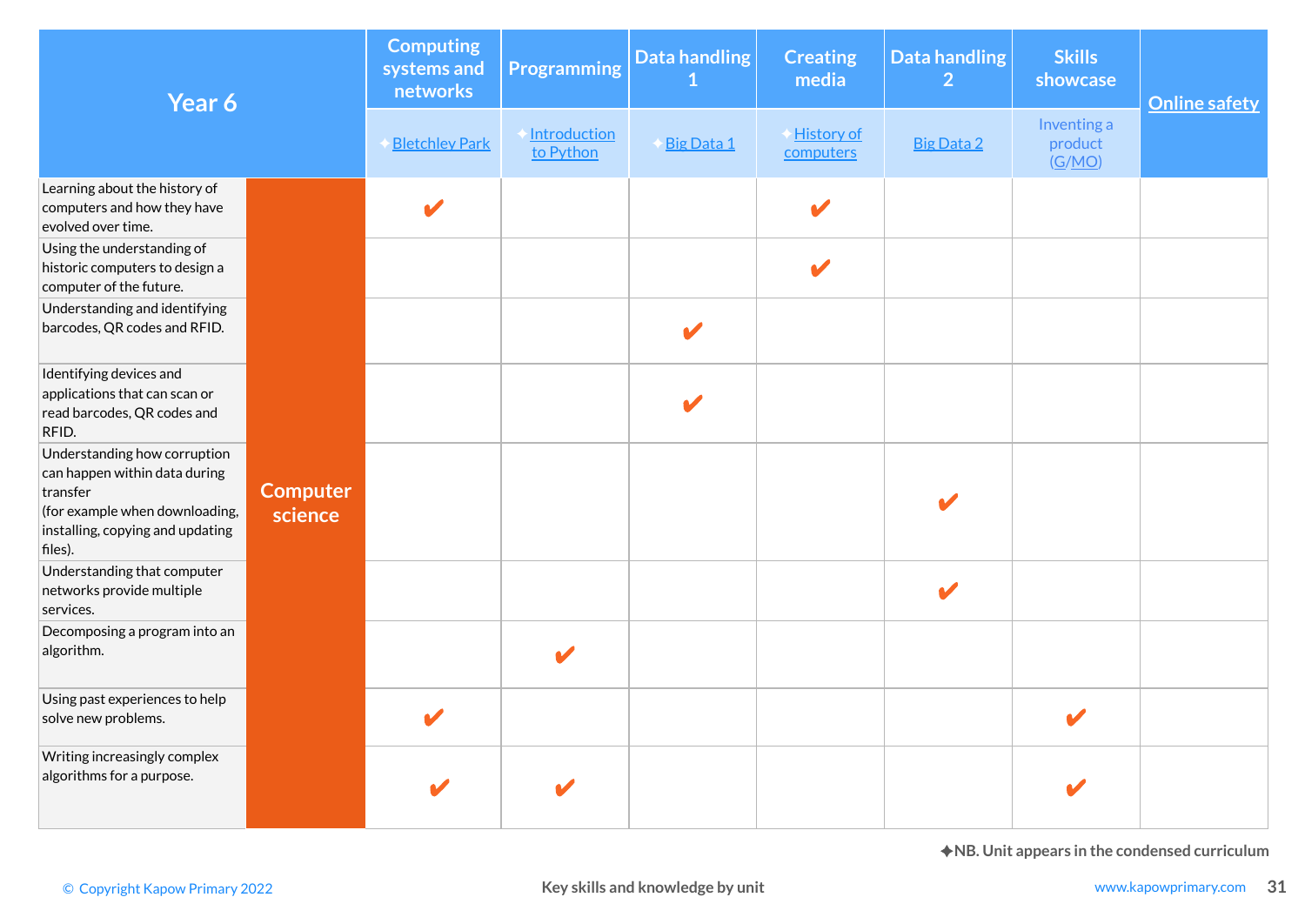| Year 6 | | Computing systems and networks | Programming | Data handling 1 | Creating media | Data handling 2 | Skills showcase | Online safety |
|---|---|---|---|---|---|---|---|---|
| | | ✦Bletchley Park | ✦Introduction to Python | ✦Big Data 1 | ✦History of computers | Big Data 2 | Inventing a product (G/MO) | |
| Learning about the history of computers and how they have evolved over time. | Computer science | ✔ | | | ✔ | | | |
| Using the understanding of historic computers to design a computer of the future. | Computer science | | | | ✔ | | | |
| Understanding and identifying barcodes, QR codes and RFID. | Computer science | | | ✔ | | | | |
| Identifying devices and applications that can scan or read barcodes, QR codes and RFID. | Computer science | | | ✔ | | | | |
| Understanding how corruption can happen within data during transfer (for example when downloading, installing, copying and updating files). | Computer science | | | | | ✔ | | |
| Understanding that computer networks provide multiple services. | Computer science | | | | | ✔ | | |
| Decomposing a program into an algorithm. | Computer science | | ✔ | | | | | |
| Using past experiences to help solve new problems. | Computer science | ✔ | | | | | ✔ | |
| Writing increasingly complex algorithms for a purpose. | Computer science | ✔ | ✔ | | | | ✔ | |

✦NB. Unit appears in the condensed curriculum

© Copyright Kapow Primary 2022 — Key skills and knowledge by unit — www.kapowprimary.com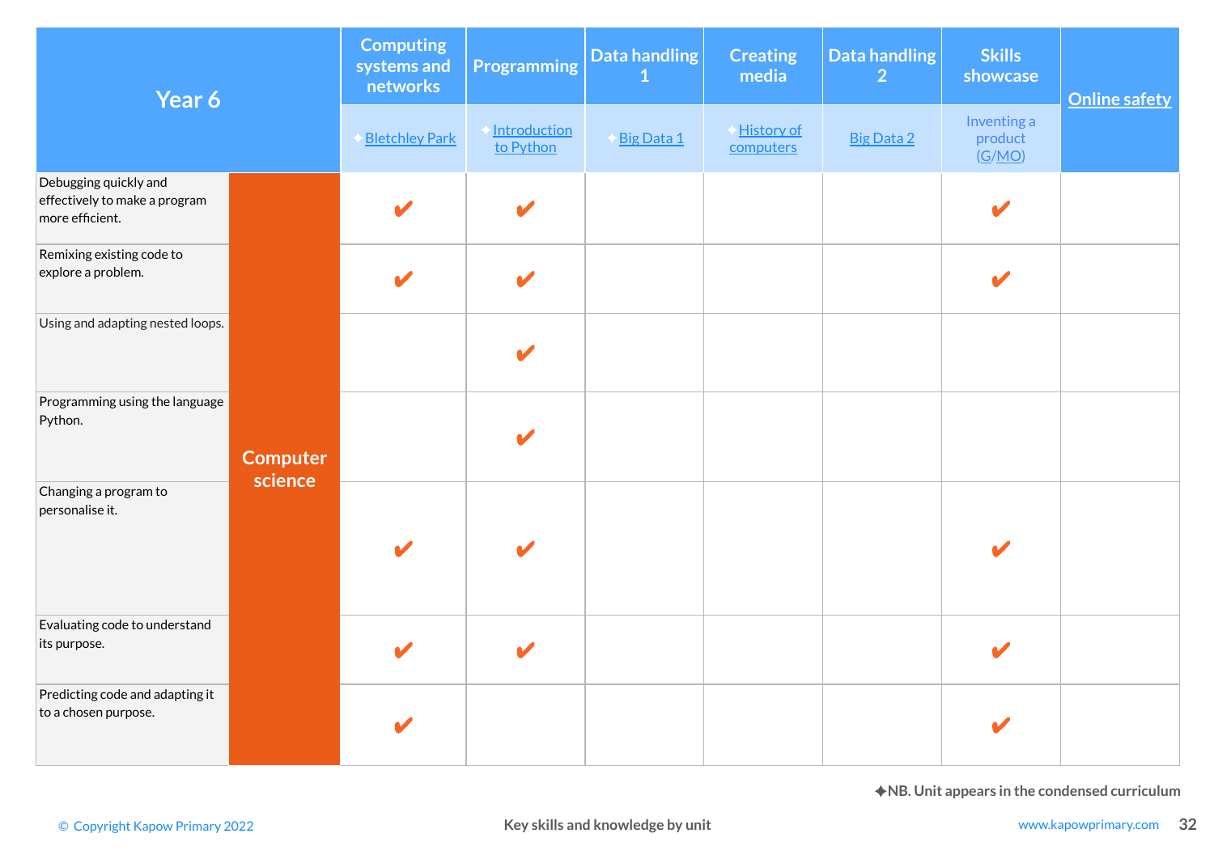| Year 6 | | Computing systems and networks | Programming | Data handling 1 | Creating media | Data handling 2 | Skills showcase | Online safety |
|---|---|---|---|---|---|---|---|---|
| | | ✦Bletchley Park | ✦Introduction to Python | ✦Big Data 1 | ✦History of computers | Big Data 2 | Inventing a product (G/MO) | |
| Debugging quickly and effectively to make a program more efficient. | Computer science | ✔ | ✔ | | | | ✔ | |
| Remixing existing code to explore a problem. | Computer science | ✔ | ✔ | | | | ✔ | |
| Using and adapting nested loops. | Computer science | | ✔ | | | | | |
| Programming using the language Python. | Computer science | | ✔ | | | | | |
| Changing a program to personalise it. | Computer science | ✔ | ✔ | | | | ✔ | |
| Evaluating code to understand its purpose. | Computer science | ✔ | ✔ | | | | ✔ | |
| Predicting code and adapting it to a chosen purpose. | Computer science | ✔ | | | | | ✔ | |

✦NB. Unit appears in the condensed curriculum

© Copyright Kapow Primary 2022 — Key skills and knowledge by unit — www.kapowprimary.com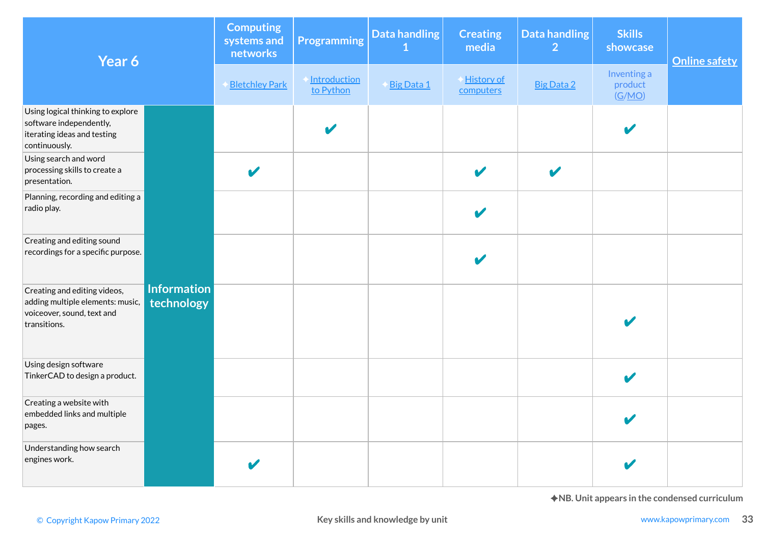| Year 6 | | Computing systems and networks | Programming | Data handling 1 | Creating media | Data handling 2 | Skills showcase | Online safety |
|---|---|---|---|---|---|---|---|---|
| | | ✦Bletchley Park | ✦Introduction to Python | ✦Big Data 1 | ✦History of computers | Big Data 2 | Inventing a product (G/MO) | |
| Using logical thinking to explore software independently, iterating ideas and testing continuously. | Information technology | | ✔ | | | | ✔ | |
| Using search and word processing skills to create a presentation. | Information technology | ✔ | | | ✔ | ✔ | | |
| Planning, recording and editing a radio play. | Information technology | | | | ✔ | | | |
| Creating and editing sound recordings for a specific purpose. | Information technology | | | | ✔ | | | |
| Creating and editing videos, adding multiple elements: music, voiceover, sound, text and transitions. | Information technology | | | | | | ✔ | |
| Using design software TinkerCAD to design a product. | Information technology | | | | | | ✔ | |
| Creating a website with embedded links and multiple pages. | Information technology | | | | | | ✔ | |
| Understanding how search engines work. | Information technology | ✔ | | | | | ✔ | |

✦NB. Unit appears in the condensed curriculum

© Copyright Kapow Primary 2022

Key skills and knowledge by unit

www.kapowprimary.com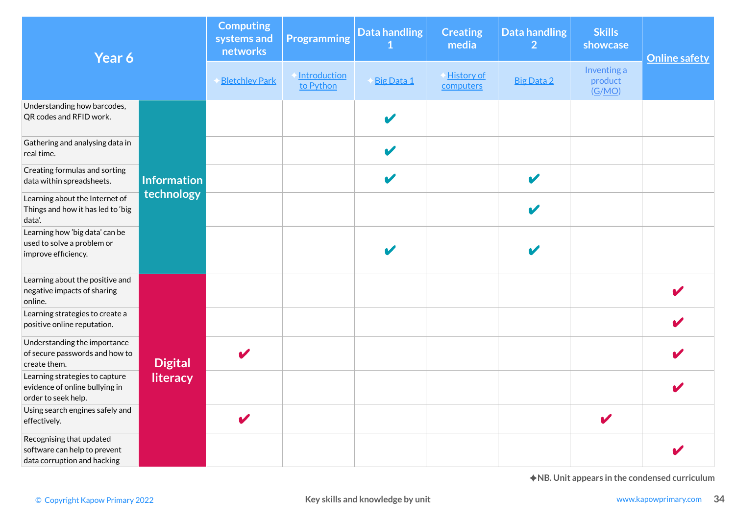| Year 6 | | Computing systems and networks | Programming | Data handling 1 | Creating media | Data handling 2 | Skills showcase | Online safety |
|---|---|---|---|---|---|---|---|---|
| | | ✦Bletchley Park | ✦Introduction to Python | ✦Big Data 1 | ✦History of computers | Big Data 2 | Inventing a product (G/MO) | |
| Understanding how barcodes, QR codes and RFID work. | Information technology | | | ✔ | | | | |
| Gathering and analysing data in real time. | Information technology | | | ✔ | | | | |
| Creating formulas and sorting data within spreadsheets. | Information technology | | | ✔ | | ✔ | | |
| Learning about the Internet of Things and how it has led to 'big data'. | Information technology | | | | | ✔ | | |
| Learning how 'big data' can be used to solve a problem or improve efficiency. | Information technology | | | ✔ | | ✔ | | |
| Learning about the positive and negative impacts of sharing online. | Digital literacy | | | | | | | ✔ |
| Learning strategies to create a positive online reputation. | Digital literacy | | | | | | | ✔ |
| Understanding the importance of secure passwords and how to create them. | Digital literacy | ✔ | | | | | | ✔ |
| Learning strategies to capture evidence of online bullying in order to seek help. | Digital literacy | | | | | | | ✔ |
| Using search engines safely and effectively. | Digital literacy | ✔ | | | | | ✔ | |
| Recognising that updated software can help to prevent data corruption and hacking | Digital literacy | | | | | | | ✔ |

✦NB. Unit appears in the condensed curriculum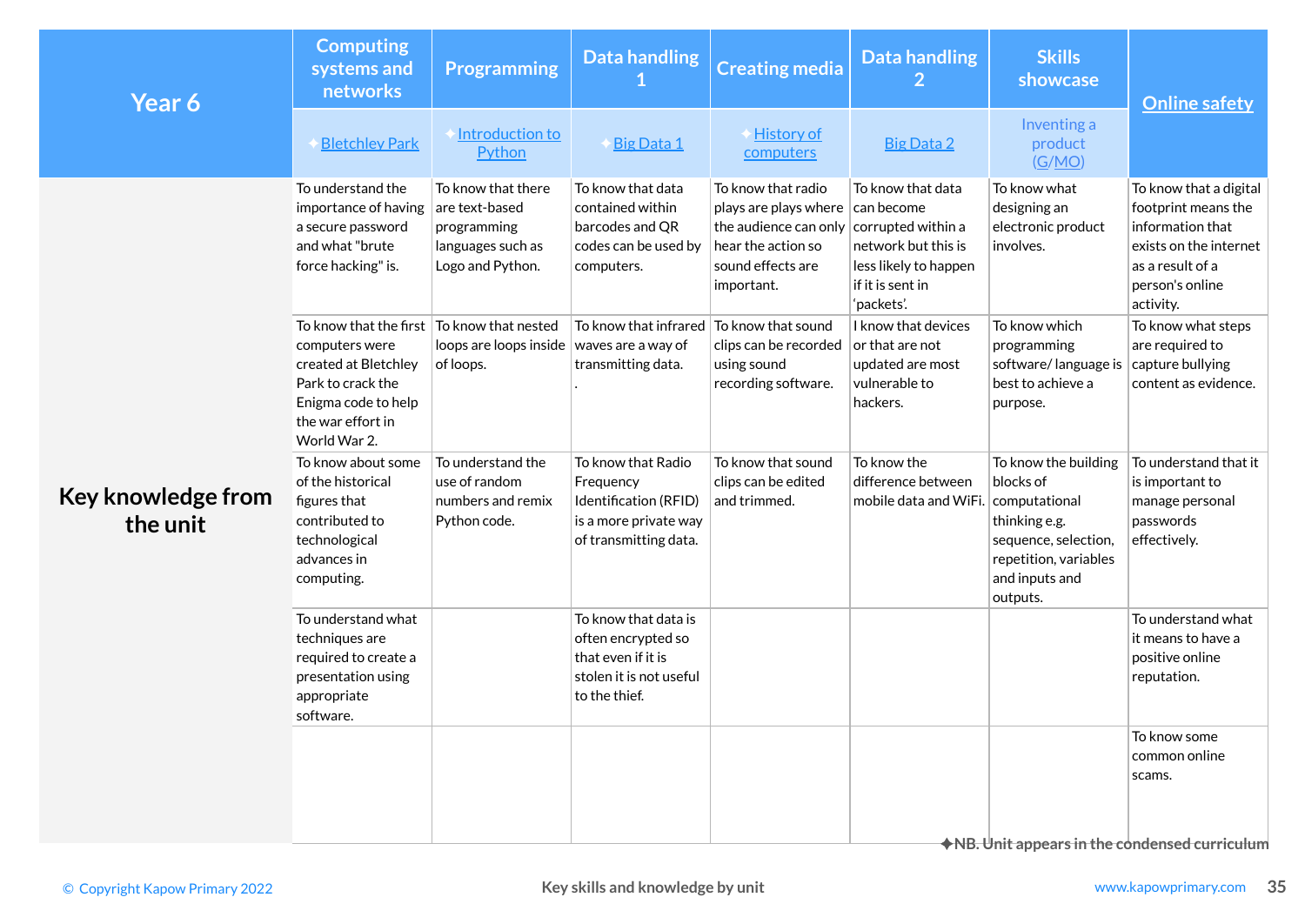| Year 6 | Computing systems and networks | Programming | Data handling 1 | Creating media | Data handling 2 | Skills showcase | Online safety |
|---|---|---|---|---|---|---|---|
| | ✦Bletchley Park | ✦Introduction to Python | ✦Big Data 1 | ✦History of computers | Big Data 2 | Inventing a product (G/MO) | |
| Key knowledge from the unit | To understand the importance of having a secure password and what "brute force hacking" is. | To know that there are text-based programming languages such as Logo and Python. | To know that data contained within barcodes and QR codes can be used by computers. | To know that radio plays are plays where the audience can only hear the action so sound effects are important. | To know that data can become corrupted within a network but this is less likely to happen if it is sent in 'packets'. | To know what designing an electronic product involves. | To know that a digital footprint means the information that exists on the internet as a result of a person's online activity. |
| | To know that the first computers were created at Bletchley Park to crack the Enigma code to help the war effort in World War 2. | To know that nested loops are loops inside of loops. | To know that infrared waves are a way of transmitting data. . | To know that sound clips can be recorded using sound recording software. | I know that devices or that are not updated are most vulnerable to hackers. | To know which programming software/ language is best to achieve a purpose. | To know what steps are required to capture bullying content as evidence. |
| | To know about some of the historical figures that contributed to technological advances in computing. | To understand the use of random numbers and remix Python code. | To know that Radio Frequency Identification (RFID) is a more private way of transmitting data. | To know that sound clips can be edited and trimmed. | To know the difference between mobile data and WiFi. | To know the building blocks of computational thinking e.g. sequence, selection, repetition, variables and inputs and outputs. | To understand that it is important to manage personal passwords effectively. |
| | To understand what techniques are required to create a presentation using appropriate software. | | To know that data is often encrypted so that even if it is stolen it is not useful to the thief. | | | | To understand what it means to have a positive online reputation. |
| | | | | | | | To know some common online scams. |

✦NB. Unit appears in the condensed curriculum

© Copyright Kapow Primary 2022 — Key skills and knowledge by unit — www.kapowprimary.com